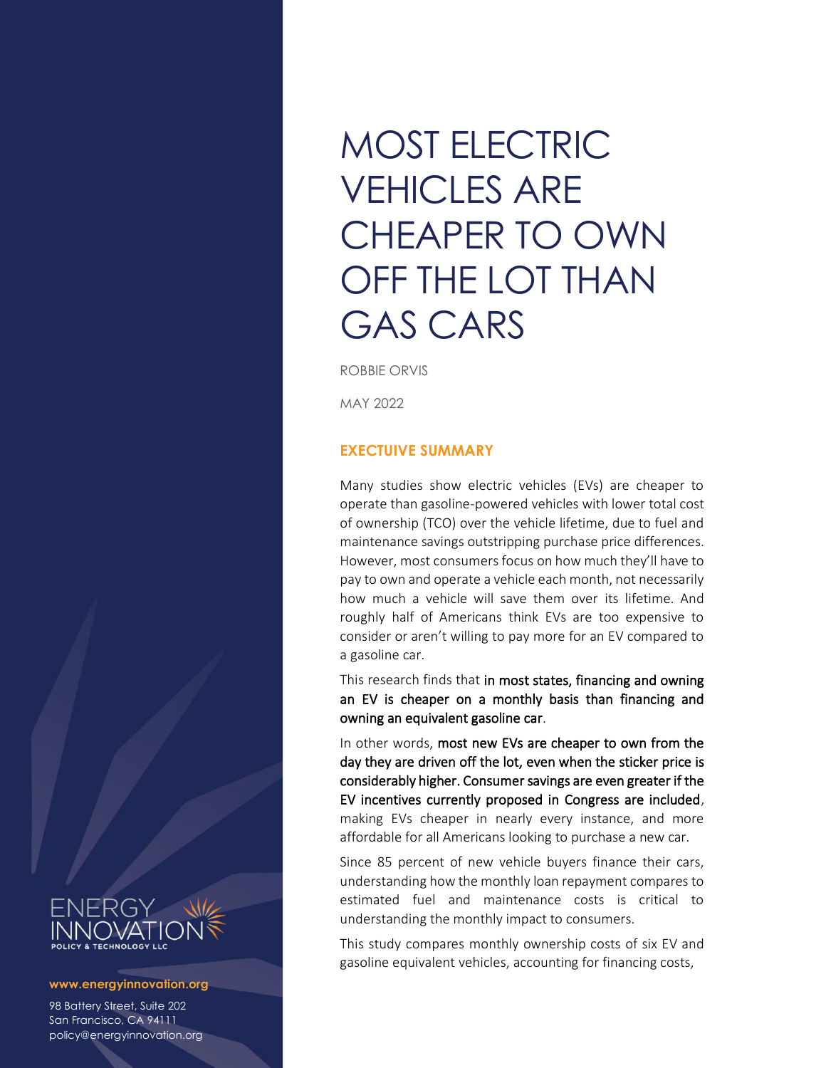# MOST ELECTRIC VEHICLES ARE CHEAPER TO OWN OFF THE LOT THAN GAS CARS

ROBBIE ORVIS

MAY 2022

## EXECTUIVE SUMMARY

Many studies show electric vehicles (EVs) are cheaper to operate than gasoline-powered vehicles with lower total cost of ownership (TCO) over the vehicle lifetime, due to fuel and maintenance savings outstripping purchase price differences. However, most consumers focus on how much they'll have to pay to own and operate a vehicle each month, not necessarily how much a vehicle will save them over its lifetime. And roughly half of Americans think EVs are too expensive to consider or aren't willing to pay more for an EV compared to a gasoline car.

This research finds that in most states, financing and owning an EV is cheaper on a monthly basis than financing and owning an equivalent gasoline car.

In other words, most new EVs are cheaper to own from the day they are driven off the lot, even when the sticker price is considerably higher. Consumer savings are even greater if the EV incentives currently proposed in Congress are included, making EVs cheaper in nearly every instance, and more affordable for all Americans looking to purchase a new car.

Since 85 percent of new vehicle buyers finance their cars, understanding how the monthly loan repayment compares to estimated fuel and maintenance costs is critical to understanding the monthly impact to consumers.

This study compares monthly ownership costs of six EV and gasoline equivalent vehicles, accounting for financing costs,

ENERGY INNOVATION POLICY & TECHNOLOGY LLC

www.energyinnovation.org

98 Battery Street, Suite 202
San Francisco, CA 94111
policy@energyinnovation.org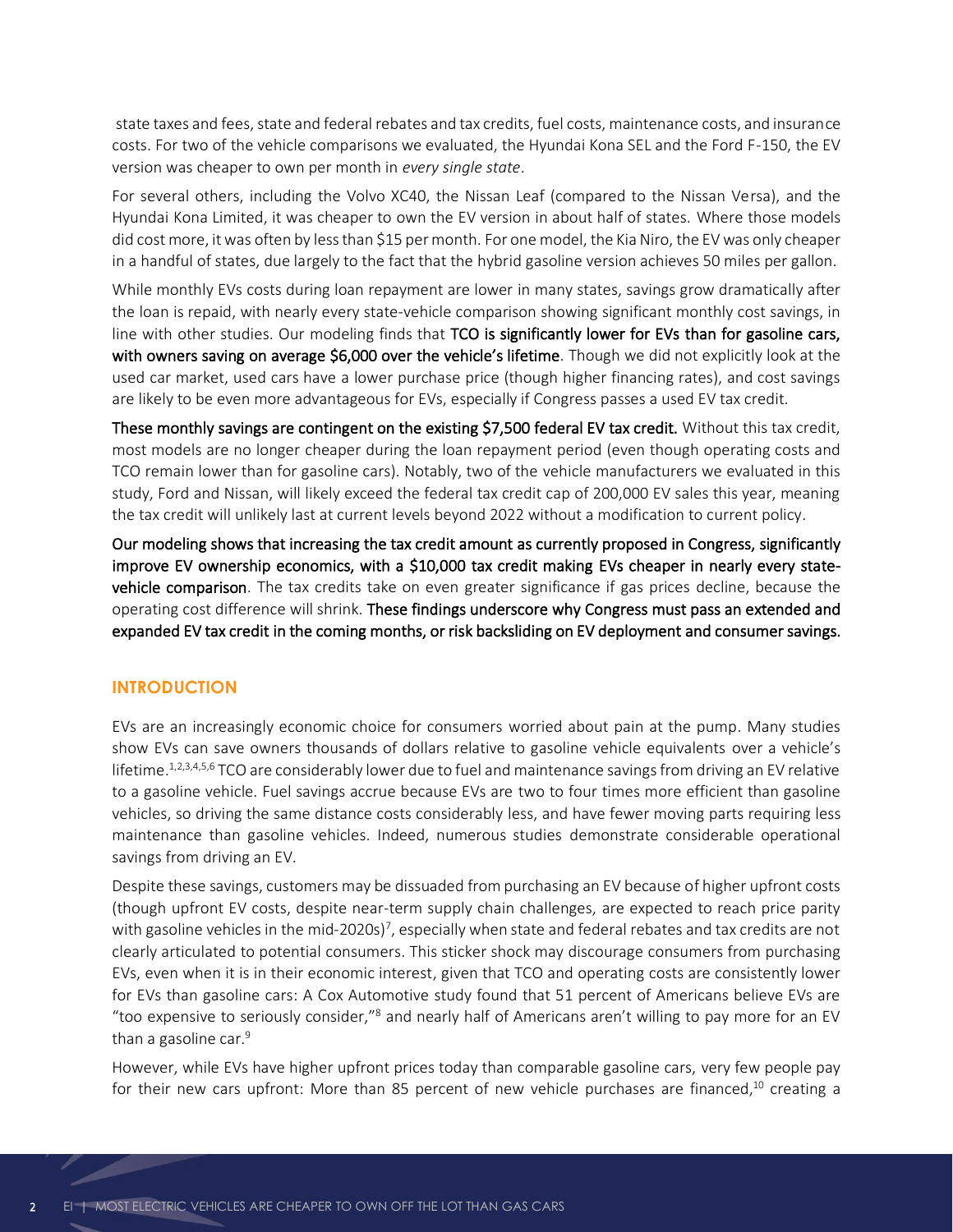state taxes and fees, state and federal rebates and tax credits, fuel costs, maintenance costs, and insurance costs. For two of the vehicle comparisons we evaluated, the Hyundai Kona SEL and the Ford F-150, the EV version was cheaper to own per month in *every single state*.

For several others, including the Volvo XC40, the Nissan Leaf (compared to the Nissan Versa), and the Hyundai Kona Limited, it was cheaper to own the EV version in about half of states. Where those models did cost more, it was often by less than $15 per month. For one model, the Kia Niro, the EV was only cheaper in a handful of states, due largely to the fact that the hybrid gasoline version achieves 50 miles per gallon.

While monthly EVs costs during loan repayment are lower in many states, savings grow dramatically after the loan is repaid, with nearly every state-vehicle comparison showing significant monthly cost savings, in line with other studies. Our modeling finds that **TCO is significantly lower for EVs than for gasoline cars, with owners saving on average $6,000 over the vehicle's lifetime**. Though we did not explicitly look at the used car market, used cars have a lower purchase price (though higher financing rates), and cost savings are likely to be even more advantageous for EVs, especially if Congress passes a used EV tax credit.

**These monthly savings are contingent on the existing $7,500 federal EV tax credit.** Without this tax credit, most models are no longer cheaper during the loan repayment period (even though operating costs and TCO remain lower than for gasoline cars). Notably, two of the vehicle manufacturers we evaluated in this study, Ford and Nissan, will likely exceed the federal tax credit cap of 200,000 EV sales this year, meaning the tax credit will unlikely last at current levels beyond 2022 without a modification to current policy.

**Our modeling shows that increasing the tax credit amount as currently proposed in Congress, significantly improve EV ownership economics, with a $10,000 tax credit making EVs cheaper in nearly every state-vehicle comparison**. The tax credits take on even greater significance if gas prices decline, because the operating cost difference will shrink. **These findings underscore why Congress must pass an extended and expanded EV tax credit in the coming months, or risk backsliding on EV deployment and consumer savings.**

## INTRODUCTION

EVs are an increasingly economic choice for consumers worried about pain at the pump. Many studies show EVs can save owners thousands of dollars relative to gasoline vehicle equivalents over a vehicle's lifetime.[1,2,3,4,5,6] TCO are considerably lower due to fuel and maintenance savings from driving an EV relative to a gasoline vehicle. Fuel savings accrue because EVs are two to four times more efficient than gasoline vehicles, so driving the same distance costs considerably less, and have fewer moving parts requiring less maintenance than gasoline vehicles. Indeed, numerous studies demonstrate considerable operational savings from driving an EV.

Despite these savings, customers may be dissuaded from purchasing an EV because of higher upfront costs (though upfront EV costs, despite near-term supply chain challenges, are expected to reach price parity with gasoline vehicles in the mid-2020s)[7], especially when state and federal rebates and tax credits are not clearly articulated to potential consumers. This sticker shock may discourage consumers from purchasing EVs, even when it is in their economic interest, given that TCO and operating costs are consistently lower for EVs than gasoline cars: A Cox Automotive study found that 51 percent of Americans believe EVs are "too expensive to seriously consider,"[8] and nearly half of Americans aren't willing to pay more for an EV than a gasoline car.[9]

However, while EVs have higher upfront prices today than comparable gasoline cars, very few people pay for their new cars upfront: More than 85 percent of new vehicle purchases are financed,[10] creating a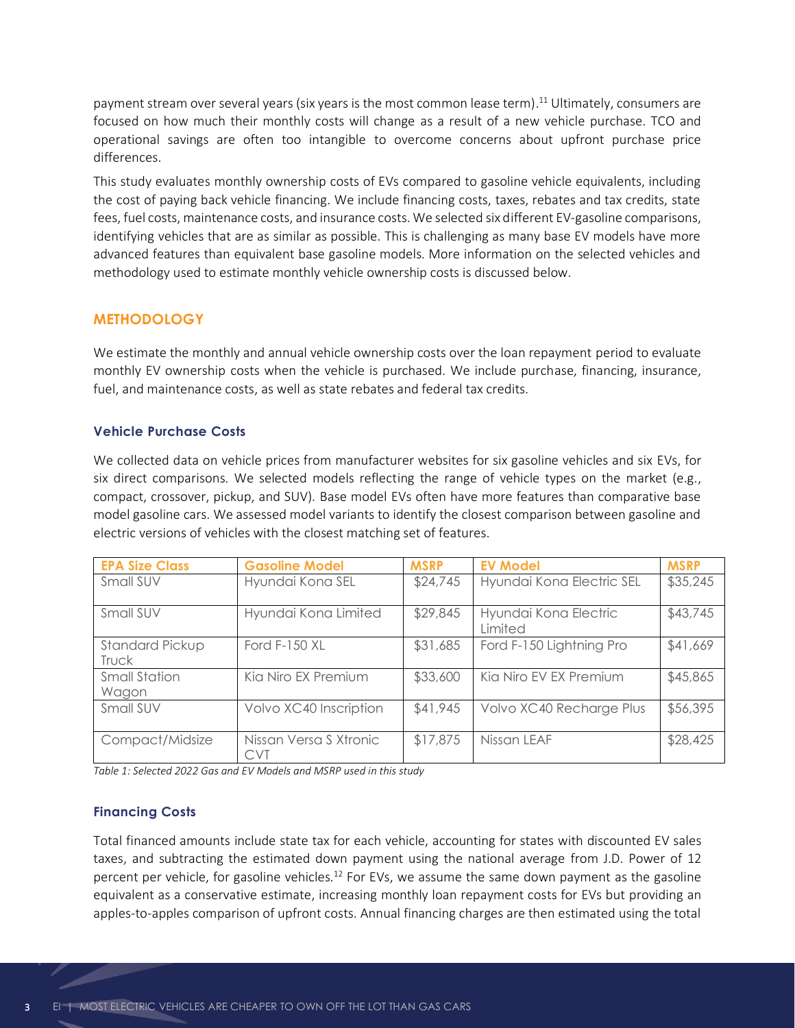payment stream over several years (six years is the most common lease term).[11] Ultimately, consumers are focused on how much their monthly costs will change as a result of a new vehicle purchase. TCO and operational savings are often too intangible to overcome concerns about upfront purchase price differences.

This study evaluates monthly ownership costs of EVs compared to gasoline vehicle equivalents, including the cost of paying back vehicle financing. We include financing costs, taxes, rebates and tax credits, state fees, fuel costs, maintenance costs, and insurance costs. We selected six different EV-gasoline comparisons, identifying vehicles that are as similar as possible. This is challenging as many base EV models have more advanced features than equivalent base gasoline models. More information on the selected vehicles and methodology used to estimate monthly vehicle ownership costs is discussed below.

## METHODOLOGY

We estimate the monthly and annual vehicle ownership costs over the loan repayment period to evaluate monthly EV ownership costs when the vehicle is purchased. We include purchase, financing, insurance, fuel, and maintenance costs, as well as state rebates and federal tax credits.

### Vehicle Purchase Costs

We collected data on vehicle prices from manufacturer websites for six gasoline vehicles and six EVs, for six direct comparisons. We selected models reflecting the range of vehicle types on the market (e.g., compact, crossover, pickup, and SUV). Base model EVs often have more features than comparative base model gasoline cars. We assessed model variants to identify the closest comparison between gasoline and electric versions of vehicles with the closest matching set of features.

| EPA Size Class | Gasoline Model | MSRP | EV Model | MSRP |
|---|---|---|---|---|
| Small SUV | Hyundai Kona SEL | $24,745 | Hyundai Kona Electric SEL | $35,245 |
| Small SUV | Hyundai Kona Limited | $29,845 | Hyundai Kona Electric Limited | $43,745 |
| Standard Pickup Truck | Ford F-150 XL | $31,685 | Ford F-150 Lightning Pro | $41,669 |
| Small Station Wagon | Kia Niro EX Premium | $33,600 | Kia Niro EV EX Premium | $45,865 |
| Small SUV | Volvo XC40 Inscription | $41,945 | Volvo XC40 Recharge Plus | $56,395 |
| Compact/Midsize | Nissan Versa S Xtronic CVT | $17,875 | Nissan LEAF | $28,425 |

*Table 1: Selected 2022 Gas and EV Models and MSRP used in this study*

### Financing Costs

Total financed amounts include state tax for each vehicle, accounting for states with discounted EV sales taxes, and subtracting the estimated down payment using the national average from J.D. Power of 12 percent per vehicle, for gasoline vehicles.[12] For EVs, we assume the same down payment as the gasoline equivalent as a conservative estimate, increasing monthly loan repayment costs for EVs but providing an apples-to-apples comparison of upfront costs. Annual financing charges are then estimated using the total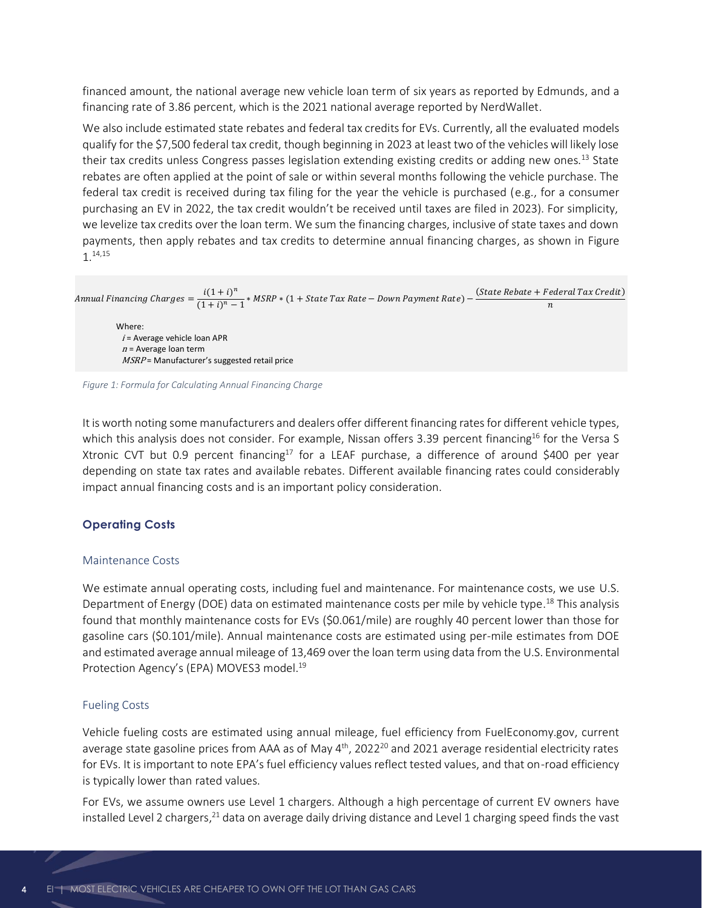financed amount, the national average new vehicle loan term of six years as reported by Edmunds, and a financing rate of 3.86 percent, which is the 2021 national average reported by NerdWallet.

We also include estimated state rebates and federal tax credits for EVs. Currently, all the evaluated models qualify for the $7,500 federal tax credit, though beginning in 2023 at least two of the vehicles will likely lose their tax credits unless Congress passes legislation extending existing credits or adding new ones.[13] State rebates are often applied at the point of sale or within several months following the vehicle purchase. The federal tax credit is received during tax filing for the year the vehicle is purchased (e.g., for a consumer purchasing an EV in 2022, the tax credit wouldn't be received until taxes are filed in 2023). For simplicity, we levelize tax credits over the loan term. We sum the financing charges, inclusive of state taxes and down payments, then apply rebates and tax credits to determine annual financing charges, as shown in Figure 1.[14,15]

$$Annual\ Financing\ Charges = \frac{i(1+i)^n}{(1+i)^n - 1} * MSRP * (1 + State\ Tax\ Rate - Down\ Payment\ Rate) - \frac{(State\ Rebate + Federal\ Tax\ Credit)}{n}$$

Where:
- $i$ = Average vehicle loan APR
- $n$ = Average loan term
- $MSRP$ = Manufacturer's suggested retail price

*Figure 1: Formula for Calculating Annual Financing Charge*

It is worth noting some manufacturers and dealers offer different financing rates for different vehicle types, which this analysis does not consider. For example, Nissan offers 3.39 percent financing[16] for the Versa S Xtronic CVT but 0.9 percent financing[17] for a LEAF purchase, a difference of around $400 per year depending on state tax rates and available rebates. Different available financing rates could considerably impact annual financing costs and is an important policy consideration.

## Operating Costs

### Maintenance Costs

We estimate annual operating costs, including fuel and maintenance. For maintenance costs, we use U.S. Department of Energy (DOE) data on estimated maintenance costs per mile by vehicle type.[18] This analysis found that monthly maintenance costs for EVs ($0.061/mile) are roughly 40 percent lower than those for gasoline cars ($0.101/mile). Annual maintenance costs are estimated using per-mile estimates from DOE and estimated average annual mileage of 13,469 over the loan term using data from the U.S. Environmental Protection Agency's (EPA) MOVES3 model.[19]

### Fueling Costs

Vehicle fueling costs are estimated using annual mileage, fuel efficiency from FuelEconomy.gov, current average state gasoline prices from AAA as of May 4th, 2022[20] and 2021 average residential electricity rates for EVs. It is important to note EPA's fuel efficiency values reflect tested values, and that on-road efficiency is typically lower than rated values.

For EVs, we assume owners use Level 1 chargers. Although a high percentage of current EV owners have installed Level 2 chargers,[21] data on average daily driving distance and Level 1 charging speed finds the vast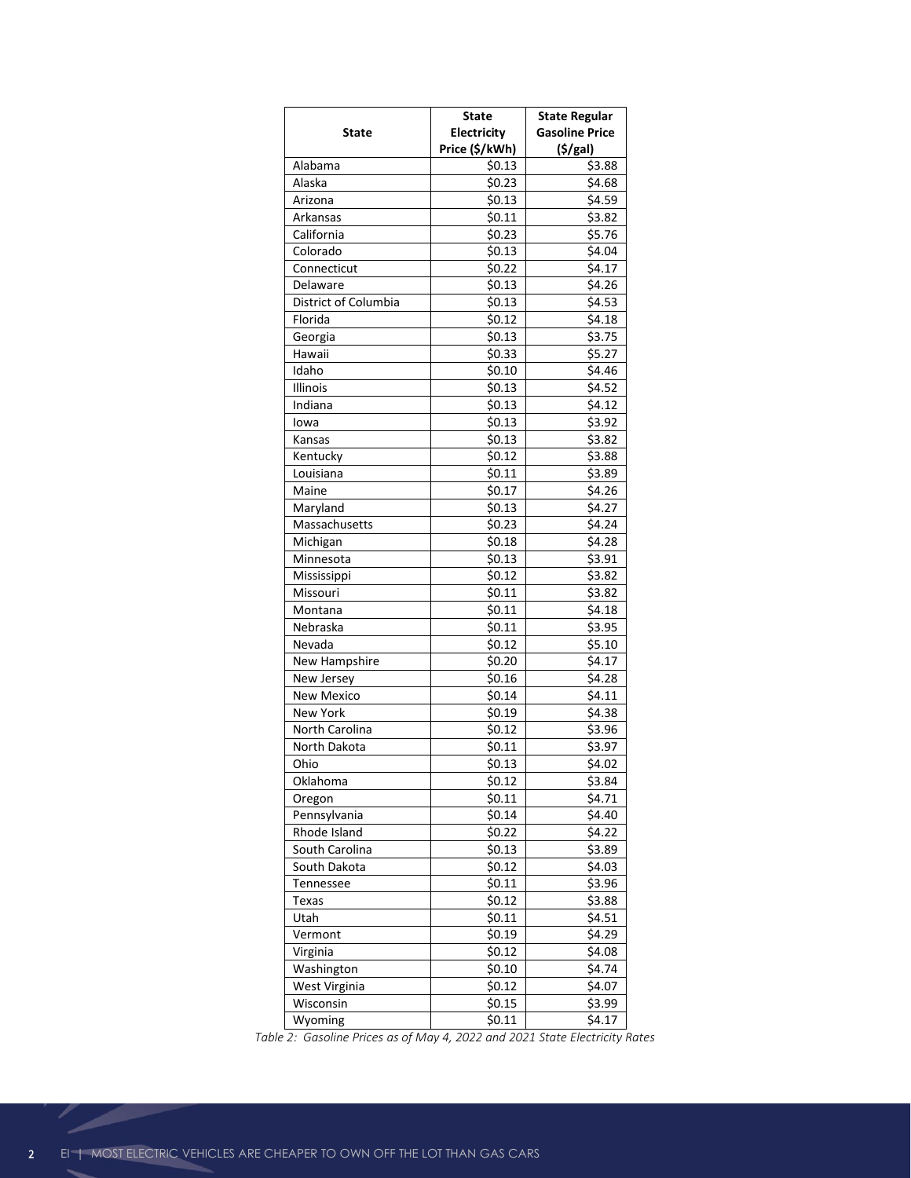| State | State Electricity Price ($/kWh) | State Regular Gasoline Price ($/gal) |
|---|---|---|
| Alabama | $0.13 | $3.88 |
| Alaska | $0.23 | $4.68 |
| Arizona | $0.13 | $4.59 |
| Arkansas | $0.11 | $3.82 |
| California | $0.23 | $5.76 |
| Colorado | $0.13 | $4.04 |
| Connecticut | $0.22 | $4.17 |
| Delaware | $0.13 | $4.26 |
| District of Columbia | $0.13 | $4.53 |
| Florida | $0.12 | $4.18 |
| Georgia | $0.13 | $3.75 |
| Hawaii | $0.33 | $5.27 |
| Idaho | $0.10 | $4.46 |
| Illinois | $0.13 | $4.52 |
| Indiana | $0.13 | $4.12 |
| Iowa | $0.13 | $3.92 |
| Kansas | $0.13 | $3.82 |
| Kentucky | $0.12 | $3.88 |
| Louisiana | $0.11 | $3.89 |
| Maine | $0.17 | $4.26 |
| Maryland | $0.13 | $4.27 |
| Massachusetts | $0.23 | $4.24 |
| Michigan | $0.18 | $4.28 |
| Minnesota | $0.13 | $3.91 |
| Mississippi | $0.12 | $3.82 |
| Missouri | $0.11 | $3.82 |
| Montana | $0.11 | $4.18 |
| Nebraska | $0.11 | $3.95 |
| Nevada | $0.12 | $5.10 |
| New Hampshire | $0.20 | $4.17 |
| New Jersey | $0.16 | $4.28 |
| New Mexico | $0.14 | $4.11 |
| New York | $0.19 | $4.38 |
| North Carolina | $0.12 | $3.96 |
| North Dakota | $0.11 | $3.97 |
| Ohio | $0.13 | $4.02 |
| Oklahoma | $0.12 | $3.84 |
| Oregon | $0.11 | $4.71 |
| Pennsylvania | $0.14 | $4.40 |
| Rhode Island | $0.22 | $4.22 |
| South Carolina | $0.13 | $3.89 |
| South Dakota | $0.12 | $4.03 |
| Tennessee | $0.11 | $3.96 |
| Texas | $0.12 | $3.88 |
| Utah | $0.11 | $4.51 |
| Vermont | $0.19 | $4.29 |
| Virginia | $0.12 | $4.08 |
| Washington | $0.10 | $4.74 |
| West Virginia | $0.12 | $4.07 |
| Wisconsin | $0.15 | $3.99 |
| Wyoming | $0.11 | $4.17 |

*Table 2: Gasoline Prices as of May 4, 2022 and 2021 State Electricity Rates*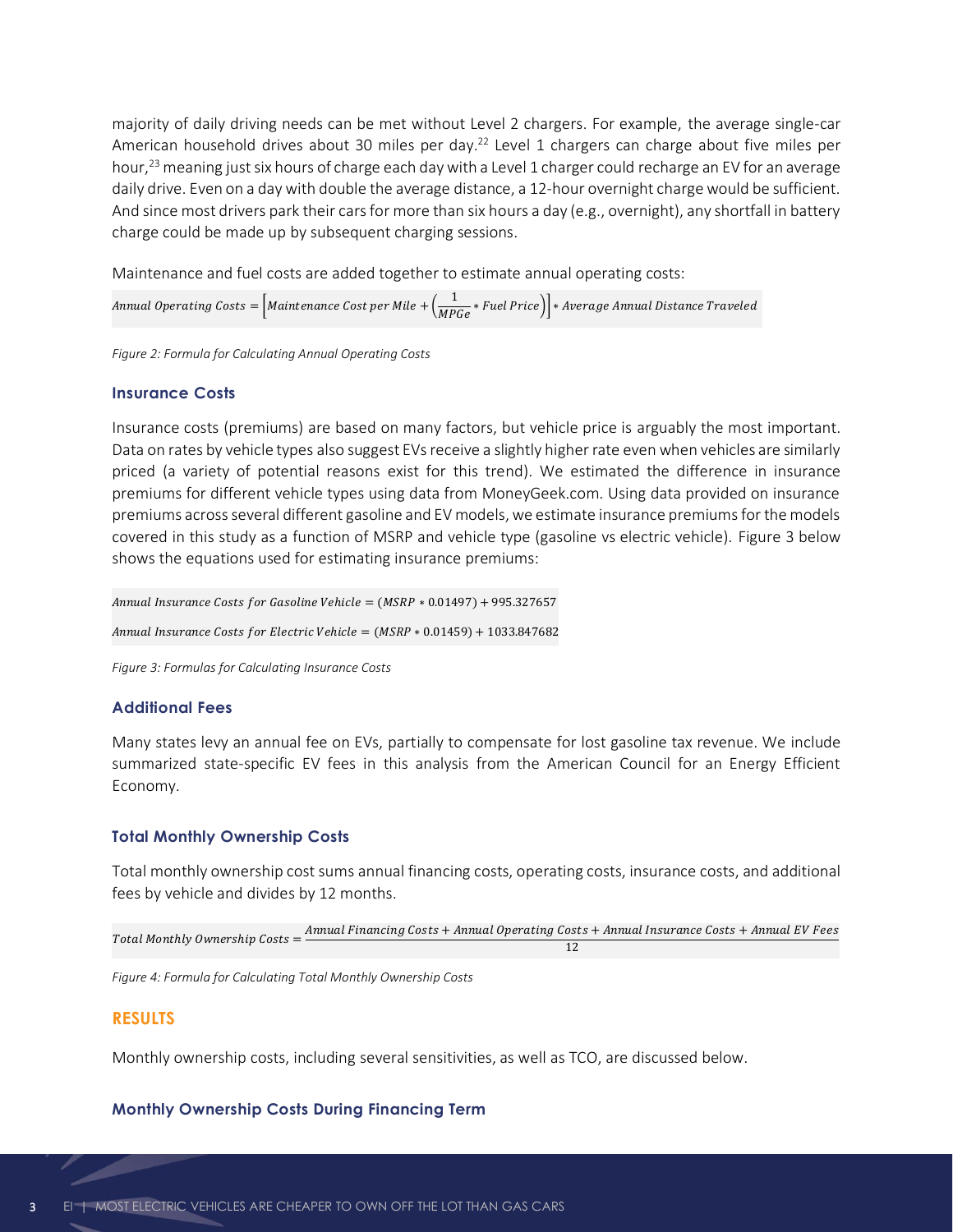majority of daily driving needs can be met without Level 2 chargers. For example, the average single-car American household drives about 30 miles per day.[22] Level 1 chargers can charge about five miles per hour,[23] meaning just six hours of charge each day with a Level 1 charger could recharge an EV for an average daily drive. Even on a day with double the average distance, a 12-hour overnight charge would be sufficient. And since most drivers park their cars for more than six hours a day (e.g., overnight), any shortfall in battery charge could be made up by subsequent charging sessions.

Maintenance and fuel costs are added together to estimate annual operating costs:

$$Annual\ Operating\ Costs = \left[Maintenance\ Cost\ per\ Mile + \left(\frac{1}{MPGe} * Fuel\ Price\right)\right] * Average\ Annual\ Distance\ Traveled$$

*Figure 2: Formula for Calculating Annual Operating Costs*

### Insurance Costs

Insurance costs (premiums) are based on many factors, but vehicle price is arguably the most important. Data on rates by vehicle types also suggest EVs receive a slightly higher rate even when vehicles are similarly priced (a variety of potential reasons exist for this trend). We estimated the difference in insurance premiums for different vehicle types using data from MoneyGeek.com. Using data provided on insurance premiums across several different gasoline and EV models, we estimate insurance premiums for the models covered in this study as a function of MSRP and vehicle type (gasoline vs electric vehicle). Figure 3 below shows the equations used for estimating insurance premiums:

$$Annual\ Insurance\ Costs\ for\ Gasoline\ Vehicle = (MSRP * 0.01497) + 995.327657$$

$$Annual\ Insurance\ Costs\ for\ Electric\ Vehicle = (MSRP * 0.01459) + 1033.847682$$

*Figure 3: Formulas for Calculating Insurance Costs*

### Additional Fees

Many states levy an annual fee on EVs, partially to compensate for lost gasoline tax revenue. We include summarized state-specific EV fees in this analysis from the American Council for an Energy Efficient Economy.

### Total Monthly Ownership Costs

Total monthly ownership cost sums annual financing costs, operating costs, insurance costs, and additional fees by vehicle and divides by 12 months.

$$Total\ Monthly\ Ownership\ Costs = \frac{Annual\ Financing\ Costs + Annual\ Operating\ Costs + Annual\ Insurance\ Costs + Annual\ EV\ Fees}{12}$$

*Figure 4: Formula for Calculating Total Monthly Ownership Costs*

## RESULTS

Monthly ownership costs, including several sensitivities, as well as TCO, are discussed below.

### Monthly Ownership Costs During Financing Term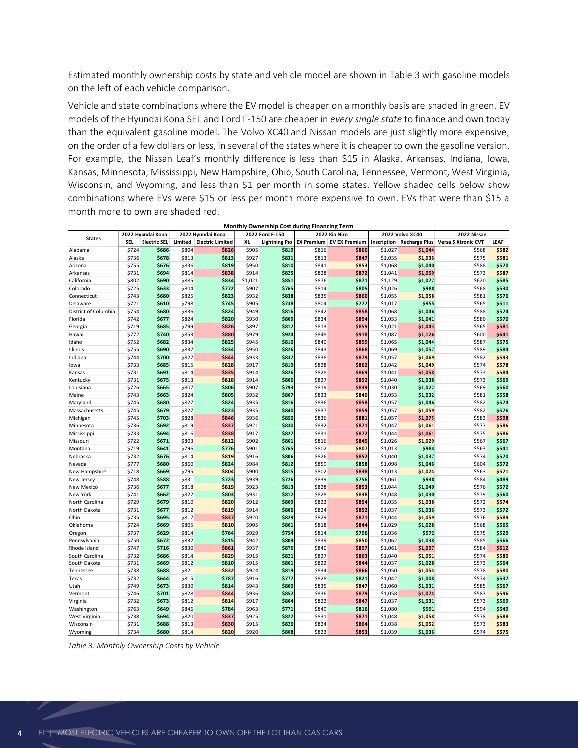Estimated monthly ownership costs by state and vehicle model are shown in Table 3 with gasoline models on the left of each vehicle comparison.

Vehicle and state combinations where the EV model is cheaper on a monthly basis are shaded in green. EV models of the Hyundai Kona SEL and Ford F-150 are cheaper in *every single state* to finance and own today than the equivalent gasoline model. The Volvo XC40 and Nissan models are just slightly more expensive, on the order of a few dollars or less, in several of the states where it is cheaper to own the gasoline version. For example, the Nissan Leaf's monthly difference is less than $15 in Alaska, Arkansas, Indiana, Iowa, Kansas, Minnesota, Mississippi, New Hampshire, Ohio, South Carolina, Tennessee, Vermont, West Virginia, Wisconsin, and Wyoming, and less than $1 per month in some states. Yellow shaded cells below show combinations where EVs were $15 or less per month more expensive to own. EVs that were than $15 a month more to own are shaded red.

| Monthly Ownership Cost during Financing Term | | | | | | | | | | | | |
|---|---|---|---|---|---|---|---|---|---|---|---|---|
| States | 2022 Hyundai Kona | | 2022 Hyundai Kona | | 2022 Ford F-150 | | 2022 Kia Niro | | 2022 Volvo XC40 | | 2022 Nissan | |
| | SEL | Electric SEL | Limited | Electric Limited | XL | Lightning Pro | EX Premium | EV EX Premium | Inscription | Recharge Plus | Versa S Xtronic CVT | LEAF |
| Alabama | $724 | $686 | $804 | $826 | $905 | $819 | $816 | $860 | $1,027 | $1,044 | $568 | $582 |
| Alaska | $736 | $678 | $813 | $813 | $927 | $831 | $813 | $847 | $1,035 | $1,036 | $575 | $581 |
| Arizona | $755 | $676 | $836 | $819 | $950 | $810 | $841 | $853 | $1,068 | $1,040 | $588 | $570 |
| Arkansas | $731 | $694 | $814 | $838 | $914 | $825 | $828 | $872 | $1,041 | $1,059 | $573 | $587 |
| California | $802 | $690 | $885 | $834 | $1,021 | $851 | $876 | $871 | $1,129 | $1,072 | $620 | $585 |
| Colorado | $725 | $633 | $804 | $772 | $907 | $765 | $814 | $805 | $1,026 | $988 | $568 | $530 |
| Connecticut | $743 | $680 | $825 | $823 | $932 | $838 | $835 | $860 | $1,055 | $1,058 | $581 | $576 |
| Delaware | $721 | $610 | $798 | $745 | $905 | $738 | $804 | $777 | $1,017 | $955 | $565 | $511 |
| District of Columbia | $754 | $680 | $836 | $824 | $949 | $816 | $842 | $858 | $1,068 | $1,046 | $588 | $574 |
| Florida | $742 | $677 | $824 | $820 | $930 | $809 | $834 | $854 | $1,053 | $1,041 | $580 | $570 |
| Georgia | $719 | $685 | $799 | $826 | $897 | $817 | $813 | $859 | $1,021 | $1,043 | $565 | $581 |
| Hawaii | $772 | $740 | $853 | $880 | $979 | $924 | $848 | $918 | $1,087 | $1,126 | $600 | $641 |
| Idaho | $752 | $682 | $834 | $825 | $945 | $810 | $840 | $859 | $1,065 | $1,044 | $587 | $575 |
| Illinois | $755 | $690 | $837 | $834 | $950 | $826 | $843 | $868 | $1,069 | $1,057 | $589 | $584 |
| Indiana | $744 | $700 | $827 | $844 | $933 | $837 | $838 | $879 | $1,057 | $1,069 | $582 | $593 |
| Iowa | $733 | $685 | $815 | $828 | $917 | $819 | $828 | $862 | $1,042 | $1,049 | $574 | $578 |
| Kansas | $731 | $691 | $814 | $835 | $914 | $826 | $828 | $869 | $1,041 | $1,058 | $573 | $584 |
| Kentucky | $731 | $675 | $813 | $818 | $914 | $806 | $827 | $852 | $1,040 | $1,038 | $573 | $569 |
| Louisiana | $726 | $665 | $807 | $806 | $907 | $793 | $819 | $839 | $1,030 | $1,022 | $569 | $560 |
| Maine | $743 | $663 | $824 | $805 | $932 | $807 | $833 | $840 | $1,053 | $1,032 | $581 | $558 |
| Maryland | $745 | $680 | $827 | $824 | $935 | $816 | $836 | $858 | $1,057 | $1,046 | $582 | $574 |
| Massachusetts | $745 | $679 | $827 | $823 | $935 | $840 | $837 | $859 | $1,057 | $1,059 | $582 | $576 |
| Michigan | $745 | $703 | $828 | $846 | $936 | $850 | $836 | $881 | $1,057 | $1,075 | $583 | $598 |
| Minnesota | $736 | $692 | $819 | $837 | $921 | $830 | $832 | $871 | $1,047 | $1,061 | $577 | $586 |
| Mississippi | $733 | $694 | $816 | $838 | $917 | $827 | $831 | $872 | $1,044 | $1,061 | $575 | $586 |
| Missouri | $722 | $671 | $803 | $812 | $902 | $801 | $816 | $845 | $1,026 | $1,029 | $567 | $567 |
| Montana | $719 | $641 | $796 | $776 | $901 | $765 | $802 | $807 | $1,013 | $984 | $563 | $541 |
| Nebraska | $732 | $676 | $814 | $819 | $916 | $806 | $826 | $852 | $1,040 | $1,037 | $574 | $570 |
| Nevada | $777 | $680 | $860 | $824 | $984 | $812 | $859 | $858 | $1,098 | $1,046 | $604 | $572 |
| New Hampshire | $718 | $669 | $795 | $804 | $900 | $815 | $802 | $838 | $1,013 | $1,024 | $563 | $571 |
| New Jersey | $748 | $588 | $831 | $723 | $939 | $726 | $839 | $756 | $1,061 | $938 | $584 | $489 |
| New Mexico | $736 | $677 | $818 | $819 | $923 | $813 | $828 | $853 | $1,044 | $1,040 | $576 | $572 |
| New York | $741 | $662 | $822 | $803 | $931 | $812 | $828 | $838 | $1,048 | $1,030 | $579 | $560 |
| North Carolina | $729 | $679 | $810 | $820 | $912 | $809 | $822 | $854 | $1,035 | $1,038 | $572 | $574 |
| North Dakota | $731 | $677 | $812 | $819 | $914 | $806 | $824 | $852 | $1,037 | $1,036 | $573 | $572 |
| Ohio | $735 | $695 | $817 | $837 | $920 | $829 | $829 | $871 | $1,044 | $1,059 | $576 | $589 |
| Oklahoma | $724 | $669 | $805 | $810 | $905 | $801 | $818 | $844 | $1,029 | $1,028 | $568 | $565 |
| Oregon | $737 | $629 | $814 | $764 | $929 | $754 | $814 | $796 | $1,036 | $972 | $575 | $529 |
| Pennsylvania | $750 | $672 | $832 | $815 | $942 | $809 | $839 | $850 | $1,062 | $1,038 | $585 | $566 |
| Rhode Island | $747 | $716 | $830 | $861 | $937 | $876 | $840 | $897 | $1,061 | $1,097 | $584 | $612 |
| South Carolina | $732 | $686 | $814 | $829 | $915 | $821 | $827 | $863 | $1,040 | $1,051 | $574 | $580 |
| South Dakota | $731 | $669 | $812 | $810 | $915 | $801 | $822 | $844 | $1,037 | $1,028 | $573 | $564 |
| Tennessee | $738 | $688 | $821 | $832 | $924 | $819 | $834 | $866 | $1,050 | $1,054 | $578 | $580 |
| Texas | $732 | $644 | $815 | $787 | $916 | $777 | $828 | $821 | $1,042 | $1,008 | $574 | $537 |
| Utah | $749 | $673 | $830 | $814 | $943 | $800 | $835 | $847 | $1,060 | $1,031 | $585 | $567 |
| Vermont | $746 | $701 | $828 | $844 | $936 | $852 | $836 | $879 | $1,058 | $1,074 | $583 | $596 |
| Virginia | $732 | $673 | $812 | $814 | $917 | $804 | $822 | $847 | $1,037 | $1,031 | $573 | $569 |
| Washington | $763 | $649 | $846 | $784 | $963 | $771 | $849 | $816 | $1,080 | $991 | $594 | $549 |
| West Virginia | $738 | $694 | $820 | $837 | $925 | $827 | $831 | $871 | $1,048 | $1,058 | $578 | $588 |
| Wisconsin | $731 | $688 | $813 | $830 | $915 | $826 | $824 | $864 | $1,038 | $1,052 | $573 | $583 |
| Wyoming | $734 | $680 | $814 | $820 | $920 | $808 | $823 | $853 | $1,039 | $1,036 | $574 | $575 |

*Table 3: Monthly Ownership Costs by Vehicle*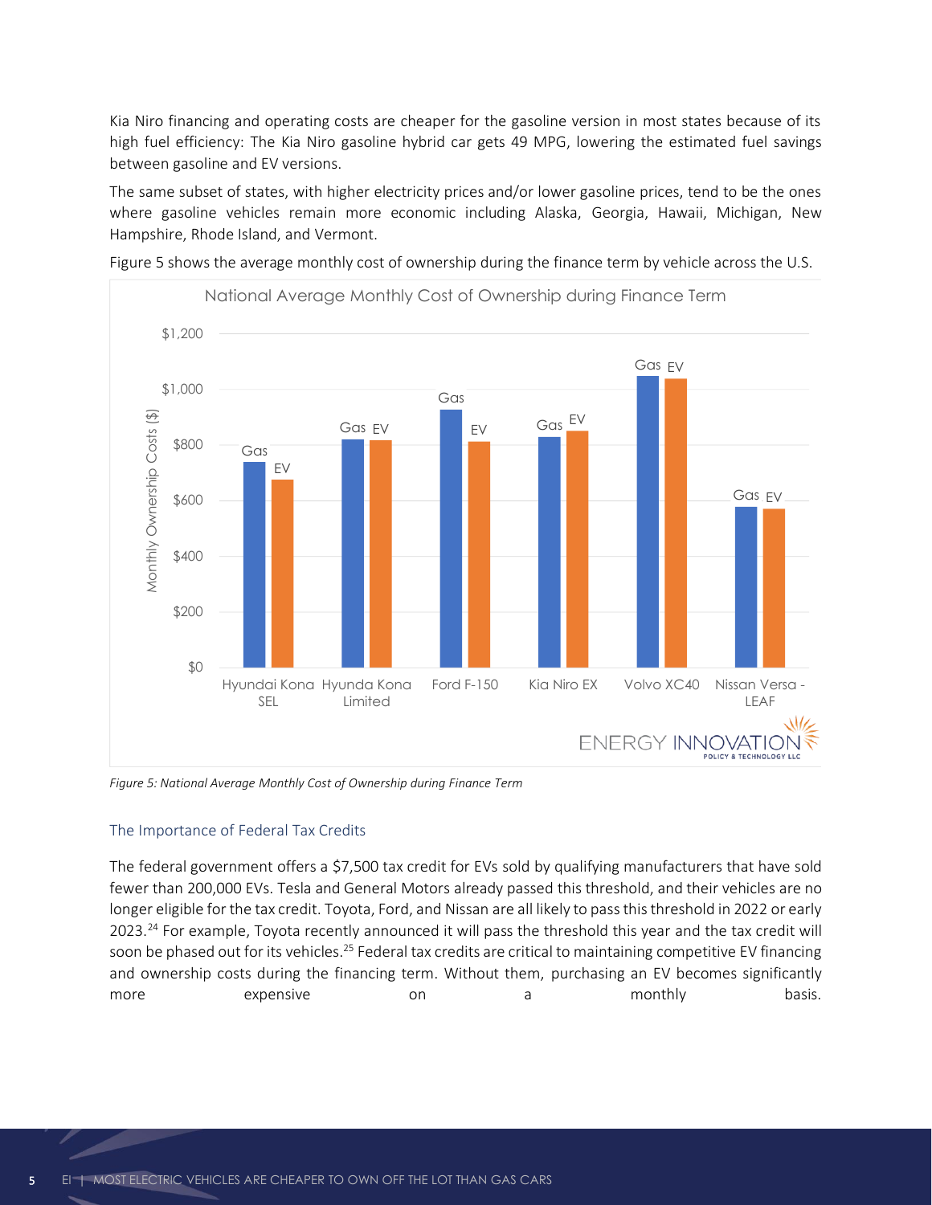Kia Niro financing and operating costs are cheaper for the gasoline version in most states because of its high fuel efficiency: The Kia Niro gasoline hybrid car gets 49 MPG, lowering the estimated fuel savings between gasoline and EV versions.

The same subset of states, with higher electricity prices and/or lower gasoline prices, tend to be the ones where gasoline vehicles remain more economic including Alaska, Georgia, Hawaii, Michigan, New Hampshire, Rhode Island, and Vermont.

Figure 5 shows the average monthly cost of ownership during the finance term by vehicle across the U.S.

*Figure 5: National Average Monthly Cost of Ownership during Finance Term*

## The Importance of Federal Tax Credits

The federal government offers a $7,500 tax credit for EVs sold by qualifying manufacturers that have sold fewer than 200,000 EVs. Tesla and General Motors already passed this threshold, and their vehicles are no longer eligible for the tax credit. Toyota, Ford, and Nissan are all likely to pass this threshold in 2022 or early 2023.[24] For example, Toyota recently announced it will pass the threshold this year and the tax credit will soon be phased out for its vehicles.[25] Federal tax credits are critical to maintaining competitive EV financing and ownership costs during the financing term. Without them, purchasing an EV becomes significantly more expensive on a monthly basis.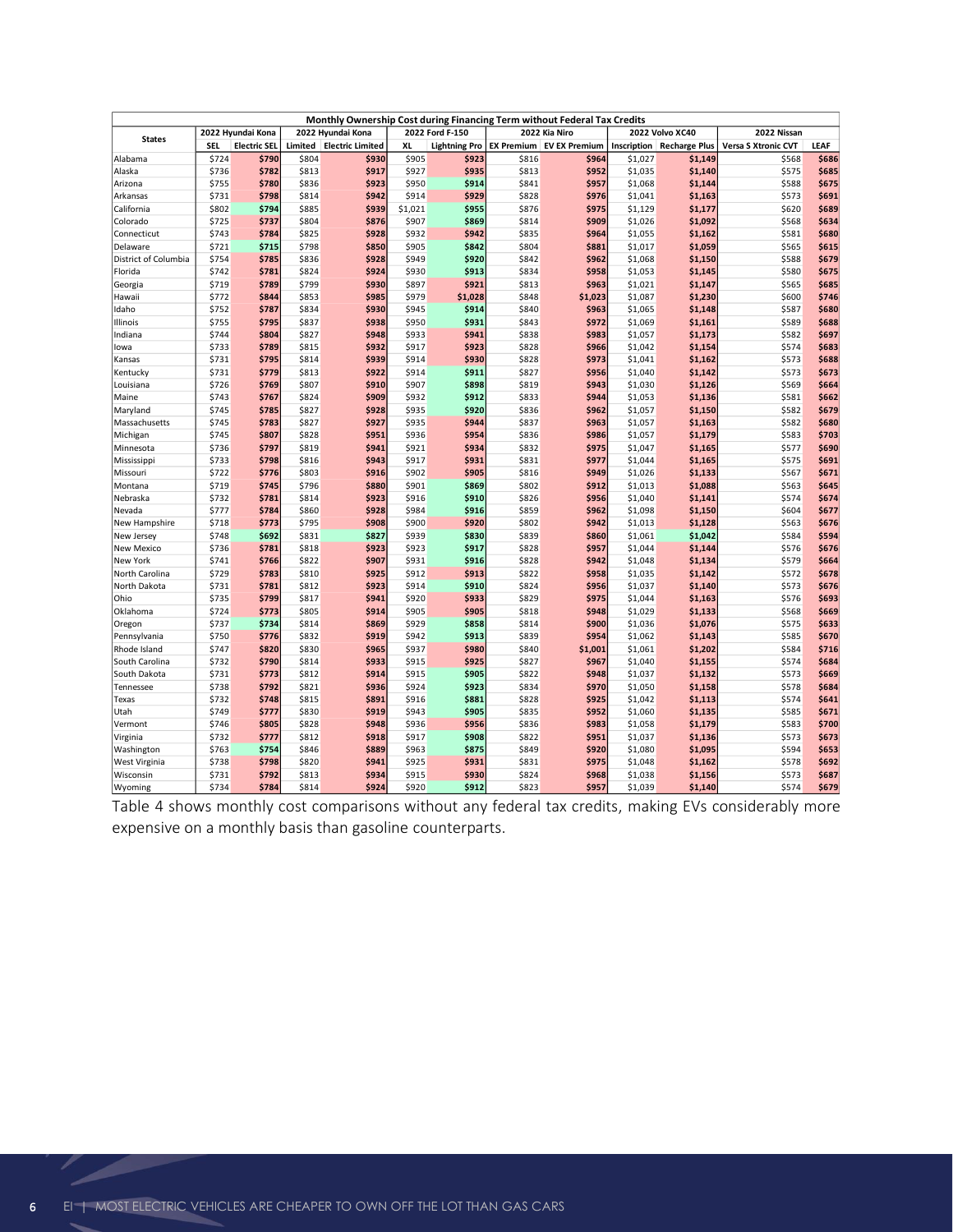| Monthly Ownership Cost during Financing Term without Federal Tax Credits | | | | | | | | | | | | |
|---|---|---|---|---|---|---|---|---|---|---|---|---|
| States | 2022 Hyundai Kona | | 2022 Hyundai Kona | | 2022 Ford F-150 | | 2022 Kia Niro | | 2022 Volvo XC40 | | 2022 Nissan | |
| | SEL | Electric SEL | Limited | Electric Limited | XL | Lightning Pro | EX Premium | EV EX Premium | Inscription | Recharge Plus | Versa S Xtronic CVT | LEAF |
| Alabama | $724 | $790 | $804 | $930 | $905 | $923 | $816 | $964 | $1,027 | $1,149 | $568 | $686 |
| Alaska | $736 | $782 | $813 | $917 | $927 | $935 | $813 | $952 | $1,035 | $1,140 | $575 | $685 |
| Arizona | $755 | $780 | $836 | $923 | $950 | $914 | $841 | $957 | $1,068 | $1,144 | $588 | $675 |
| Arkansas | $731 | $798 | $814 | $942 | $914 | $929 | $828 | $976 | $1,041 | $1,163 | $573 | $691 |
| California | $802 | $794 | $885 | $939 | $1,021 | $955 | $876 | $975 | $1,129 | $1,177 | $620 | $689 |
| Colorado | $725 | $737 | $804 | $876 | $907 | $869 | $814 | $909 | $1,026 | $1,092 | $568 | $634 |
| Connecticut | $743 | $784 | $825 | $928 | $932 | $942 | $835 | $964 | $1,055 | $1,162 | $581 | $680 |
| Delaware | $721 | $715 | $798 | $850 | $905 | $842 | $804 | $881 | $1,017 | $1,059 | $565 | $615 |
| District of Columbia | $754 | $785 | $836 | $928 | $949 | $920 | $842 | $962 | $1,068 | $1,150 | $588 | $679 |
| Florida | $742 | $781 | $824 | $924 | $930 | $913 | $834 | $958 | $1,053 | $1,145 | $580 | $675 |
| Georgia | $719 | $789 | $799 | $930 | $897 | $921 | $813 | $963 | $1,021 | $1,147 | $565 | $685 |
| Hawaii | $772 | $844 | $853 | $985 | $979 | $1,028 | $848 | $1,023 | $1,087 | $1,230 | $600 | $746 |
| Idaho | $752 | $787 | $834 | $930 | $945 | $914 | $840 | $963 | $1,065 | $1,148 | $587 | $680 |
| Illinois | $755 | $795 | $837 | $938 | $950 | $931 | $843 | $972 | $1,069 | $1,161 | $589 | $688 |
| Indiana | $744 | $804 | $827 | $948 | $933 | $941 | $838 | $983 | $1,057 | $1,173 | $582 | $697 |
| Iowa | $733 | $789 | $815 | $932 | $917 | $923 | $828 | $966 | $1,042 | $1,154 | $574 | $683 |
| Kansas | $731 | $795 | $814 | $939 | $914 | $930 | $828 | $973 | $1,041 | $1,162 | $573 | $688 |
| Kentucky | $731 | $779 | $813 | $922 | $914 | $911 | $827 | $956 | $1,040 | $1,142 | $573 | $673 |
| Louisiana | $726 | $769 | $807 | $910 | $907 | $898 | $819 | $943 | $1,030 | $1,126 | $569 | $664 |
| Maine | $743 | $767 | $824 | $909 | $932 | $912 | $833 | $944 | $1,053 | $1,136 | $581 | $662 |
| Maryland | $745 | $785 | $827 | $928 | $935 | $920 | $836 | $962 | $1,057 | $1,150 | $582 | $679 |
| Massachusetts | $745 | $783 | $827 | $927 | $935 | $944 | $837 | $963 | $1,057 | $1,163 | $582 | $680 |
| Michigan | $745 | $807 | $828 | $951 | $936 | $954 | $836 | $986 | $1,057 | $1,179 | $583 | $703 |
| Minnesota | $736 | $797 | $819 | $941 | $921 | $934 | $832 | $975 | $1,047 | $1,165 | $577 | $690 |
| Mississippi | $733 | $798 | $816 | $943 | $917 | $931 | $831 | $977 | $1,044 | $1,165 | $575 | $691 |
| Missouri | $722 | $776 | $803 | $916 | $902 | $905 | $816 | $949 | $1,026 | $1,133 | $567 | $671 |
| Montana | $719 | $745 | $796 | $880 | $901 | $869 | $802 | $912 | $1,013 | $1,088 | $563 | $645 |
| Nebraska | $732 | $781 | $814 | $923 | $916 | $910 | $826 | $956 | $1,040 | $1,141 | $574 | $674 |
| Nevada | $777 | $784 | $860 | $928 | $984 | $916 | $859 | $962 | $1,098 | $1,150 | $604 | $677 |
| New Hampshire | $718 | $773 | $795 | $908 | $900 | $920 | $802 | $942 | $1,013 | $1,128 | $563 | $676 |
| New Jersey | $748 | $692 | $831 | $827 | $939 | $830 | $839 | $860 | $1,061 | $1,042 | $584 | $594 |
| New Mexico | $736 | $781 | $818 | $923 | $923 | $917 | $828 | $957 | $1,044 | $1,144 | $576 | $676 |
| New York | $741 | $766 | $822 | $907 | $931 | $916 | $828 | $942 | $1,048 | $1,134 | $579 | $664 |
| North Carolina | $729 | $783 | $810 | $925 | $912 | $913 | $822 | $958 | $1,035 | $1,142 | $572 | $678 |
| North Dakota | $731 | $781 | $812 | $923 | $914 | $910 | $824 | $956 | $1,037 | $1,140 | $573 | $676 |
| Ohio | $735 | $799 | $817 | $941 | $920 | $933 | $829 | $975 | $1,044 | $1,163 | $576 | $693 |
| Oklahoma | $724 | $773 | $805 | $914 | $905 | $905 | $818 | $948 | $1,029 | $1,133 | $568 | $669 |
| Oregon | $737 | $734 | $814 | $869 | $929 | $858 | $814 | $900 | $1,036 | $1,076 | $575 | $633 |
| Pennsylvania | $750 | $776 | $832 | $919 | $942 | $913 | $839 | $954 | $1,062 | $1,143 | $585 | $670 |
| Rhode Island | $747 | $820 | $830 | $965 | $937 | $980 | $840 | $1,001 | $1,061 | $1,202 | $584 | $716 |
| South Carolina | $732 | $790 | $814 | $933 | $915 | $925 | $827 | $967 | $1,040 | $1,155 | $574 | $684 |
| South Dakota | $731 | $773 | $812 | $914 | $915 | $905 | $822 | $948 | $1,037 | $1,132 | $573 | $669 |
| Tennessee | $738 | $792 | $821 | $936 | $924 | $923 | $834 | $970 | $1,050 | $1,158 | $578 | $684 |
| Texas | $732 | $748 | $815 | $891 | $916 | $881 | $828 | $925 | $1,042 | $1,113 | $574 | $641 |
| Utah | $749 | $777 | $830 | $919 | $943 | $905 | $835 | $952 | $1,060 | $1,135 | $585 | $671 |
| Vermont | $746 | $805 | $828 | $948 | $936 | $956 | $836 | $983 | $1,058 | $1,179 | $583 | $700 |
| Virginia | $732 | $777 | $812 | $918 | $917 | $908 | $822 | $951 | $1,037 | $1,136 | $573 | $673 |
| Washington | $763 | $754 | $846 | $889 | $963 | $875 | $849 | $920 | $1,080 | $1,095 | $594 | $653 |
| West Virginia | $738 | $798 | $820 | $941 | $925 | $931 | $831 | $975 | $1,048 | $1,162 | $578 | $692 |
| Wisconsin | $731 | $792 | $813 | $934 | $915 | $930 | $824 | $968 | $1,038 | $1,156 | $573 | $687 |
| Wyoming | $734 | $784 | $814 | $924 | $920 | $912 | $823 | $957 | $1,039 | $1,140 | $574 | $679 |

Table 4 shows monthly cost comparisons without any federal tax credits, making EVs considerably more expensive on a monthly basis than gasoline counterparts.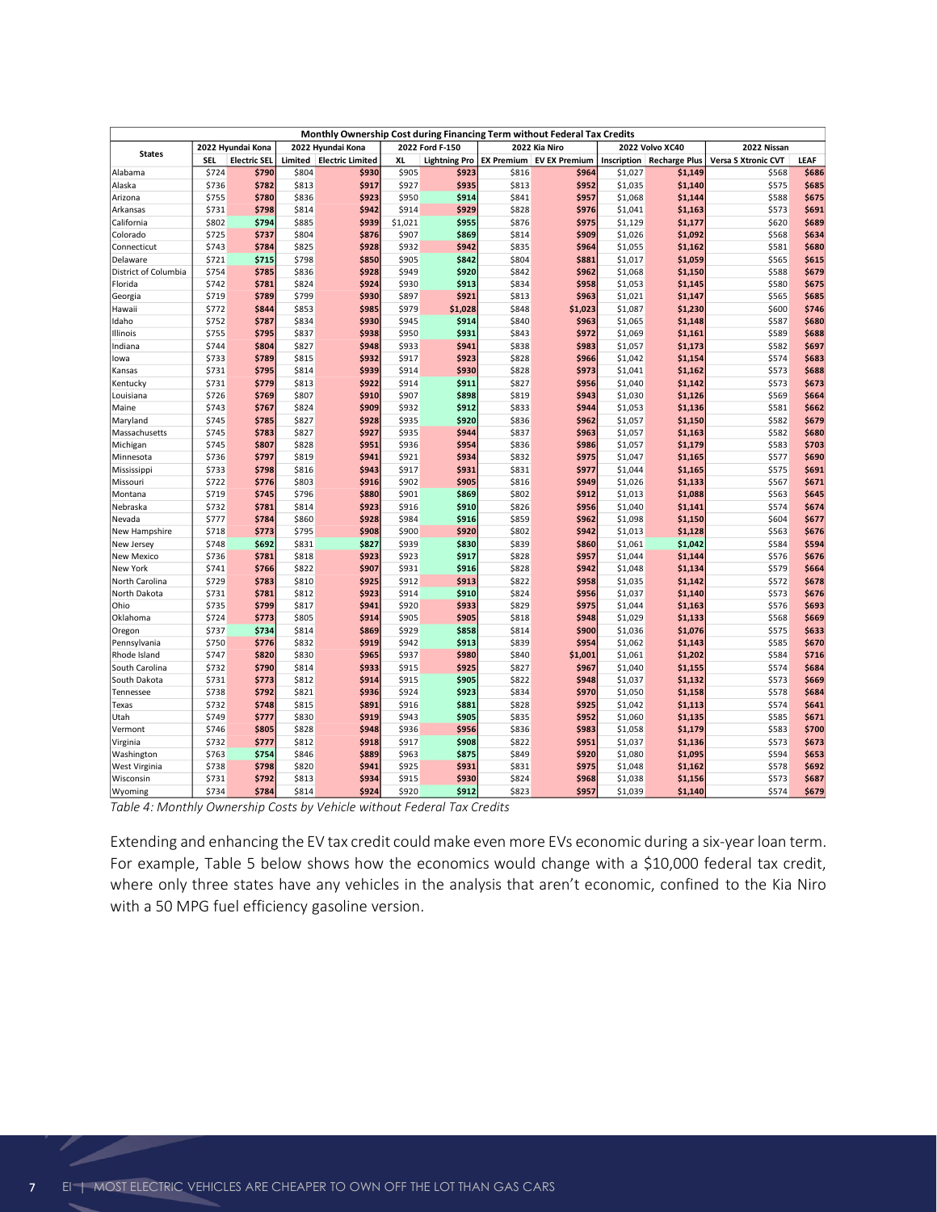| Monthly Ownership Cost during Financing Term without Federal Tax Credits | | | | | | | | | | | | |
|---|---|---|---|---|---|---|---|---|---|---|---|---|
| States | 2022 Hyundai Kona | | 2022 Hyundai Kona | | 2022 Ford F-150 | | 2022 Kia Niro | | 2022 Volvo XC40 | | 2022 Nissan | |
| | SEL | Electric SEL | Limited | Electric Limited | XL | Lightning Pro | EX Premium | EV EX Premium | Inscription | Recharge Plus | Versa S Xtronic CVT | LEAF |
| Alabama | $724 | $790 | $804 | $930 | $905 | $923 | $816 | $964 | $1,027 | $1,149 | $568 | $686 |
| Alaska | $736 | $782 | $813 | $917 | $927 | $935 | $813 | $952 | $1,035 | $1,140 | $575 | $685 |
| Arizona | $755 | $780 | $836 | $923 | $950 | $914 | $841 | $957 | $1,068 | $1,144 | $588 | $675 |
| Arkansas | $731 | $798 | $814 | $942 | $914 | $929 | $828 | $976 | $1,041 | $1,163 | $573 | $691 |
| California | $802 | $794 | $885 | $939 | $1,021 | $955 | $876 | $975 | $1,129 | $1,177 | $620 | $689 |
| Colorado | $725 | $737 | $804 | $876 | $907 | $869 | $814 | $909 | $1,026 | $1,092 | $568 | $634 |
| Connecticut | $743 | $784 | $825 | $928 | $932 | $942 | $835 | $964 | $1,055 | $1,162 | $581 | $680 |
| Delaware | $721 | $715 | $798 | $850 | $905 | $842 | $804 | $881 | $1,017 | $1,059 | $565 | $615 |
| District of Columbia | $754 | $785 | $836 | $928 | $949 | $920 | $842 | $962 | $1,068 | $1,150 | $588 | $679 |
| Florida | $742 | $781 | $824 | $924 | $930 | $913 | $834 | $958 | $1,053 | $1,145 | $580 | $675 |
| Georgia | $719 | $789 | $799 | $930 | $897 | $921 | $813 | $963 | $1,021 | $1,147 | $565 | $685 |
| Hawaii | $772 | $844 | $853 | $985 | $979 | $1,028 | $848 | $1,023 | $1,087 | $1,230 | $600 | $746 |
| Idaho | $752 | $787 | $834 | $930 | $945 | $914 | $840 | $963 | $1,065 | $1,148 | $587 | $680 |
| Illinois | $755 | $795 | $837 | $938 | $950 | $931 | $843 | $972 | $1,069 | $1,161 | $589 | $688 |
| Indiana | $744 | $804 | $827 | $948 | $933 | $941 | $838 | $983 | $1,057 | $1,173 | $582 | $697 |
| Iowa | $733 | $789 | $815 | $932 | $917 | $923 | $828 | $966 | $1,042 | $1,154 | $574 | $683 |
| Kansas | $731 | $795 | $814 | $939 | $914 | $930 | $828 | $973 | $1,041 | $1,162 | $573 | $688 |
| Kentucky | $731 | $779 | $813 | $922 | $914 | $911 | $827 | $956 | $1,040 | $1,142 | $573 | $673 |
| Louisiana | $726 | $769 | $807 | $910 | $907 | $898 | $819 | $943 | $1,030 | $1,126 | $569 | $664 |
| Maine | $743 | $767 | $824 | $909 | $932 | $912 | $833 | $944 | $1,053 | $1,136 | $581 | $662 |
| Maryland | $745 | $785 | $827 | $928 | $935 | $920 | $836 | $962 | $1,057 | $1,150 | $582 | $679 |
| Massachusetts | $745 | $783 | $827 | $927 | $935 | $944 | $837 | $963 | $1,057 | $1,163 | $582 | $680 |
| Michigan | $745 | $807 | $828 | $951 | $936 | $954 | $836 | $986 | $1,057 | $1,179 | $583 | $703 |
| Minnesota | $736 | $797 | $819 | $941 | $921 | $934 | $832 | $975 | $1,047 | $1,165 | $577 | $690 |
| Mississippi | $733 | $798 | $816 | $943 | $917 | $931 | $831 | $977 | $1,044 | $1,165 | $575 | $691 |
| Missouri | $722 | $776 | $803 | $916 | $902 | $905 | $816 | $949 | $1,026 | $1,133 | $567 | $671 |
| Montana | $719 | $745 | $796 | $880 | $901 | $869 | $802 | $912 | $1,013 | $1,088 | $563 | $645 |
| Nebraska | $732 | $781 | $814 | $923 | $916 | $910 | $826 | $956 | $1,040 | $1,141 | $574 | $674 |
| Nevada | $777 | $784 | $860 | $928 | $984 | $916 | $859 | $962 | $1,098 | $1,150 | $604 | $677 |
| New Hampshire | $718 | $773 | $795 | $908 | $900 | $920 | $802 | $942 | $1,013 | $1,128 | $563 | $676 |
| New Jersey | $748 | $692 | $831 | $827 | $939 | $830 | $839 | $860 | $1,061 | $1,042 | $584 | $594 |
| New Mexico | $736 | $781 | $818 | $923 | $923 | $917 | $828 | $957 | $1,044 | $1,144 | $576 | $676 |
| New York | $741 | $766 | $822 | $907 | $931 | $916 | $828 | $942 | $1,048 | $1,134 | $579 | $664 |
| North Carolina | $729 | $783 | $810 | $925 | $912 | $913 | $822 | $958 | $1,035 | $1,142 | $572 | $678 |
| North Dakota | $731 | $781 | $812 | $923 | $914 | $910 | $824 | $956 | $1,037 | $1,140 | $573 | $676 |
| Ohio | $735 | $799 | $817 | $941 | $920 | $933 | $829 | $975 | $1,044 | $1,163 | $576 | $693 |
| Oklahoma | $724 | $773 | $805 | $914 | $905 | $905 | $818 | $948 | $1,029 | $1,133 | $568 | $669 |
| Oregon | $737 | $734 | $814 | $869 | $929 | $858 | $814 | $900 | $1,036 | $1,076 | $575 | $633 |
| Pennsylvania | $750 | $776 | $832 | $919 | $942 | $913 | $839 | $954 | $1,062 | $1,143 | $585 | $670 |
| Rhode Island | $747 | $820 | $830 | $965 | $937 | $980 | $840 | $1,001 | $1,061 | $1,202 | $584 | $716 |
| South Carolina | $732 | $790 | $814 | $933 | $915 | $925 | $827 | $967 | $1,040 | $1,155 | $574 | $684 |
| South Dakota | $731 | $773 | $812 | $914 | $915 | $905 | $822 | $948 | $1,037 | $1,132 | $573 | $669 |
| Tennessee | $738 | $792 | $821 | $936 | $924 | $923 | $834 | $970 | $1,050 | $1,158 | $578 | $684 |
| Texas | $732 | $748 | $815 | $891 | $916 | $881 | $828 | $925 | $1,042 | $1,113 | $574 | $641 |
| Utah | $749 | $777 | $830 | $919 | $943 | $905 | $835 | $952 | $1,060 | $1,135 | $585 | $671 |
| Vermont | $746 | $805 | $828 | $948 | $936 | $956 | $836 | $983 | $1,058 | $1,179 | $583 | $700 |
| Virginia | $732 | $777 | $812 | $918 | $917 | $908 | $822 | $951 | $1,037 | $1,136 | $573 | $673 |
| Washington | $763 | $754 | $846 | $889 | $963 | $875 | $849 | $920 | $1,080 | $1,095 | $594 | $653 |
| West Virginia | $738 | $798 | $820 | $941 | $925 | $931 | $831 | $975 | $1,048 | $1,162 | $578 | $692 |
| Wisconsin | $731 | $792 | $813 | $934 | $915 | $930 | $824 | $968 | $1,038 | $1,156 | $573 | $687 |
| Wyoming | $734 | $784 | $814 | $924 | $920 | $912 | $823 | $957 | $1,039 | $1,140 | $574 | $679 |

*Table 4: Monthly Ownership Costs by Vehicle without Federal Tax Credits*

Extending and enhancing the EV tax credit could make even more EVs economic during a six-year loan term. For example, Table 5 below shows how the economics would change with a $10,000 federal tax credit, where only three states have any vehicles in the analysis that aren't economic, confined to the Kia Niro with a 50 MPG fuel efficiency gasoline version.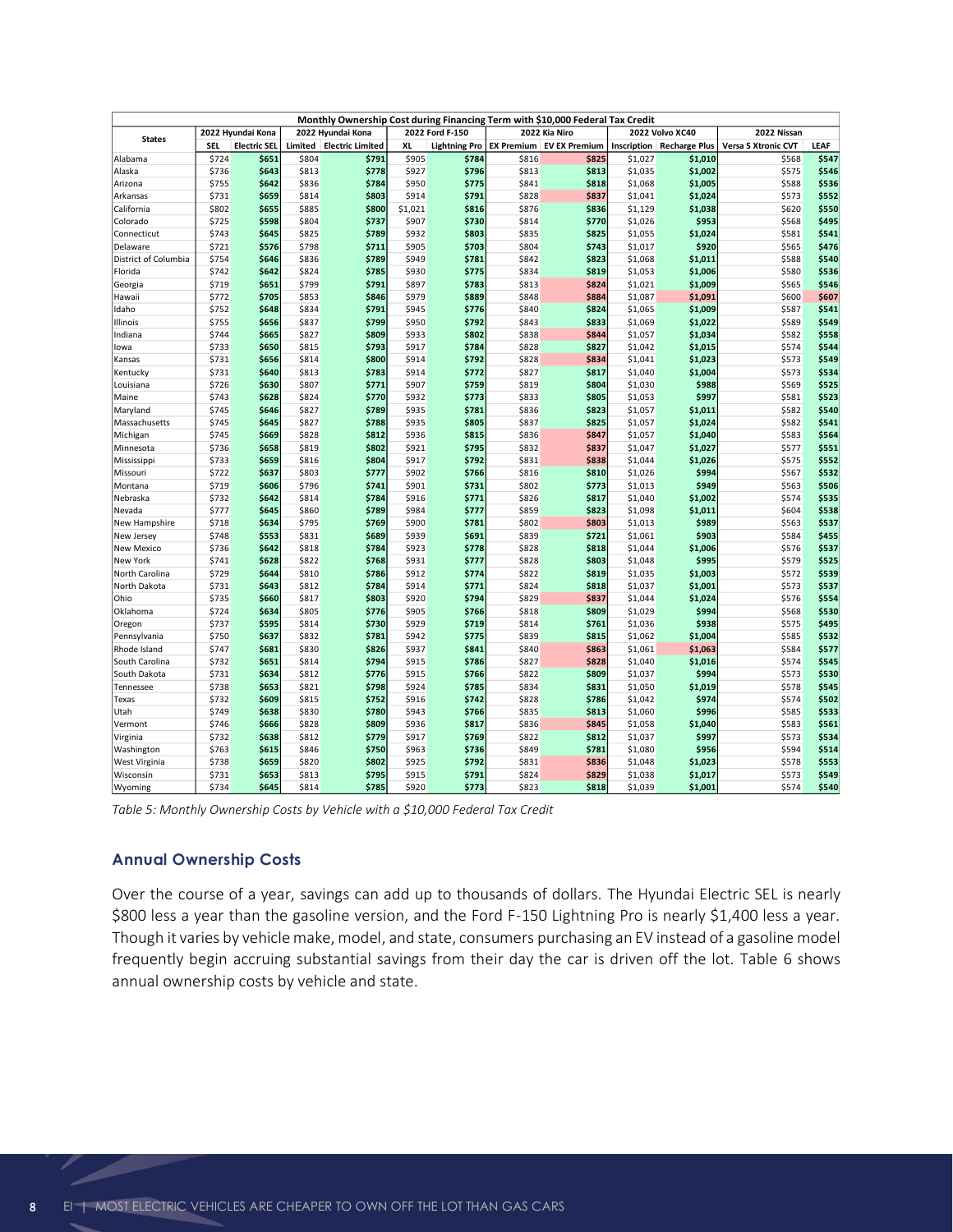| Monthly Ownership Cost during Financing Term with $10,000 Federal Tax Credit | | | | | | | | | | | | | |
|---|---|---|---|---|---|---|---|---|---|---|---|---|---|
| States | 2022 Hyundai Kona | | 2022 Hyundai Kona | | 2022 Ford F-150 | | 2022 Kia Niro | | 2022 Volvo XC40 | | 2022 Nissan | |
| | SEL | Electric SEL | Limited | Electric Limited | XL | Lightning Pro | EX Premium | EV EX Premium | Inscription | Recharge Plus | Versa S Xtronic CVT | LEAF |
| Alabama | $724 | $651 | $804 | $791 | $905 | $784 | $816 | $825 | $1,027 | $1,010 | $568 | $547 |
| Alaska | $736 | $643 | $813 | $778 | $927 | $796 | $813 | $813 | $1,035 | $1,002 | $575 | $546 |
| Arizona | $755 | $642 | $836 | $784 | $950 | $775 | $841 | $818 | $1,068 | $1,005 | $588 | $536 |
| Arkansas | $731 | $659 | $814 | $803 | $914 | $791 | $828 | $837 | $1,041 | $1,024 | $573 | $552 |
| California | $802 | $655 | $885 | $800 | $1,021 | $816 | $876 | $836 | $1,129 | $1,038 | $620 | $550 |
| Colorado | $725 | $598 | $804 | $737 | $907 | $730 | $814 | $770 | $1,026 | $953 | $568 | $495 |
| Connecticut | $743 | $645 | $825 | $789 | $932 | $803 | $835 | $825 | $1,055 | $1,024 | $581 | $541 |
| Delaware | $721 | $576 | $798 | $711 | $905 | $703 | $804 | $743 | $1,017 | $920 | $565 | $476 |
| District of Columbia | $754 | $646 | $836 | $789 | $949 | $781 | $842 | $823 | $1,068 | $1,011 | $588 | $540 |
| Florida | $742 | $642 | $824 | $785 | $930 | $775 | $834 | $819 | $1,053 | $1,006 | $580 | $536 |
| Georgia | $719 | $651 | $799 | $791 | $897 | $783 | $813 | $824 | $1,021 | $1,009 | $565 | $546 |
| Hawaii | $772 | $705 | $853 | $846 | $979 | $889 | $848 | $884 | $1,087 | $1,091 | $600 | $607 |
| Idaho | $752 | $648 | $834 | $791 | $945 | $776 | $840 | $824 | $1,065 | $1,009 | $587 | $541 |
| Illinois | $755 | $656 | $837 | $799 | $950 | $792 | $843 | $833 | $1,069 | $1,022 | $589 | $549 |
| Indiana | $744 | $665 | $827 | $809 | $933 | $802 | $838 | $844 | $1,057 | $1,034 | $582 | $558 |
| Iowa | $733 | $650 | $815 | $793 | $917 | $784 | $828 | $827 | $1,042 | $1,015 | $574 | $544 |
| Kansas | $731 | $656 | $814 | $800 | $914 | $792 | $828 | $834 | $1,041 | $1,023 | $573 | $549 |
| Kentucky | $731 | $640 | $813 | $783 | $914 | $772 | $827 | $817 | $1,040 | $1,004 | $573 | $534 |
| Louisiana | $726 | $630 | $807 | $771 | $907 | $759 | $819 | $804 | $1,030 | $988 | $569 | $525 |
| Maine | $743 | $628 | $824 | $770 | $932 | $773 | $833 | $805 | $1,053 | $997 | $581 | $523 |
| Maryland | $745 | $646 | $827 | $789 | $935 | $781 | $836 | $823 | $1,057 | $1,011 | $582 | $540 |
| Massachusetts | $745 | $645 | $827 | $788 | $935 | $805 | $837 | $825 | $1,057 | $1,024 | $582 | $541 |
| Michigan | $745 | $669 | $828 | $812 | $936 | $815 | $836 | $847 | $1,057 | $1,040 | $583 | $564 |
| Minnesota | $736 | $658 | $819 | $802 | $921 | $795 | $832 | $837 | $1,047 | $1,027 | $577 | $551 |
| Mississippi | $733 | $659 | $816 | $804 | $917 | $792 | $831 | $838 | $1,044 | $1,026 | $575 | $552 |
| Missouri | $722 | $637 | $803 | $777 | $902 | $766 | $816 | $810 | $1,026 | $994 | $567 | $532 |
| Montana | $719 | $606 | $796 | $741 | $901 | $731 | $802 | $773 | $1,013 | $949 | $563 | $506 |
| Nebraska | $732 | $642 | $814 | $784 | $916 | $771 | $826 | $817 | $1,040 | $1,002 | $574 | $535 |
| Nevada | $777 | $645 | $860 | $789 | $984 | $777 | $859 | $823 | $1,098 | $1,011 | $604 | $538 |
| New Hampshire | $718 | $634 | $795 | $769 | $900 | $781 | $802 | $803 | $1,013 | $989 | $563 | $537 |
| New Jersey | $748 | $553 | $831 | $689 | $939 | $691 | $839 | $721 | $1,061 | $903 | $584 | $455 |
| New Mexico | $736 | $642 | $818 | $784 | $923 | $778 | $828 | $818 | $1,044 | $1,006 | $576 | $537 |
| New York | $741 | $628 | $822 | $768 | $931 | $777 | $828 | $803 | $1,048 | $995 | $579 | $525 |
| North Carolina | $729 | $644 | $810 | $786 | $912 | $774 | $822 | $819 | $1,035 | $1,003 | $572 | $539 |
| North Dakota | $731 | $643 | $812 | $784 | $914 | $771 | $824 | $818 | $1,037 | $1,001 | $573 | $537 |
| Ohio | $735 | $660 | $817 | $803 | $920 | $794 | $829 | $837 | $1,044 | $1,024 | $576 | $554 |
| Oklahoma | $724 | $634 | $805 | $776 | $905 | $766 | $818 | $809 | $1,029 | $994 | $568 | $530 |
| Oregon | $737 | $595 | $814 | $730 | $929 | $719 | $814 | $761 | $1,036 | $938 | $575 | $495 |
| Pennsylvania | $750 | $637 | $832 | $781 | $942 | $775 | $839 | $815 | $1,062 | $1,004 | $585 | $532 |
| Rhode Island | $747 | $681 | $830 | $826 | $937 | $841 | $840 | $863 | $1,061 | $1,063 | $584 | $577 |
| South Carolina | $732 | $651 | $814 | $794 | $915 | $786 | $827 | $828 | $1,040 | $1,016 | $574 | $545 |
| South Dakota | $731 | $634 | $812 | $776 | $915 | $766 | $822 | $809 | $1,037 | $994 | $573 | $530 |
| Tennessee | $738 | $653 | $821 | $798 | $924 | $785 | $834 | $831 | $1,050 | $1,019 | $578 | $545 |
| Texas | $732 | $609 | $815 | $752 | $916 | $742 | $828 | $786 | $1,042 | $974 | $574 | $502 |
| Utah | $749 | $638 | $830 | $780 | $943 | $766 | $835 | $813 | $1,060 | $996 | $585 | $533 |
| Vermont | $746 | $666 | $828 | $809 | $936 | $817 | $836 | $845 | $1,058 | $1,040 | $583 | $561 |
| Virginia | $732 | $638 | $812 | $779 | $917 | $769 | $822 | $812 | $1,037 | $997 | $573 | $534 |
| Washington | $763 | $615 | $846 | $750 | $963 | $736 | $849 | $781 | $1,080 | $956 | $594 | $514 |
| West Virginia | $738 | $659 | $820 | $802 | $925 | $792 | $831 | $836 | $1,048 | $1,023 | $578 | $553 |
| Wisconsin | $731 | $653 | $813 | $795 | $915 | $791 | $824 | $829 | $1,038 | $1,017 | $573 | $549 |
| Wyoming | $734 | $645 | $814 | $785 | $920 | $773 | $823 | $818 | $1,039 | $1,001 | $574 | $540 |

*Table 5: Monthly Ownership Costs by Vehicle with a $10,000 Federal Tax Credit*

### Annual Ownership Costs

Over the course of a year, savings can add up to thousands of dollars. The Hyundai Electric SEL is nearly $800 less a year than the gasoline version, and the Ford F-150 Lightning Pro is nearly $1,400 less a year. Though it varies by vehicle make, model, and state, consumers purchasing an EV instead of a gasoline model frequently begin accruing substantial savings from their day the car is driven off the lot. Table 6 shows annual ownership costs by vehicle and state.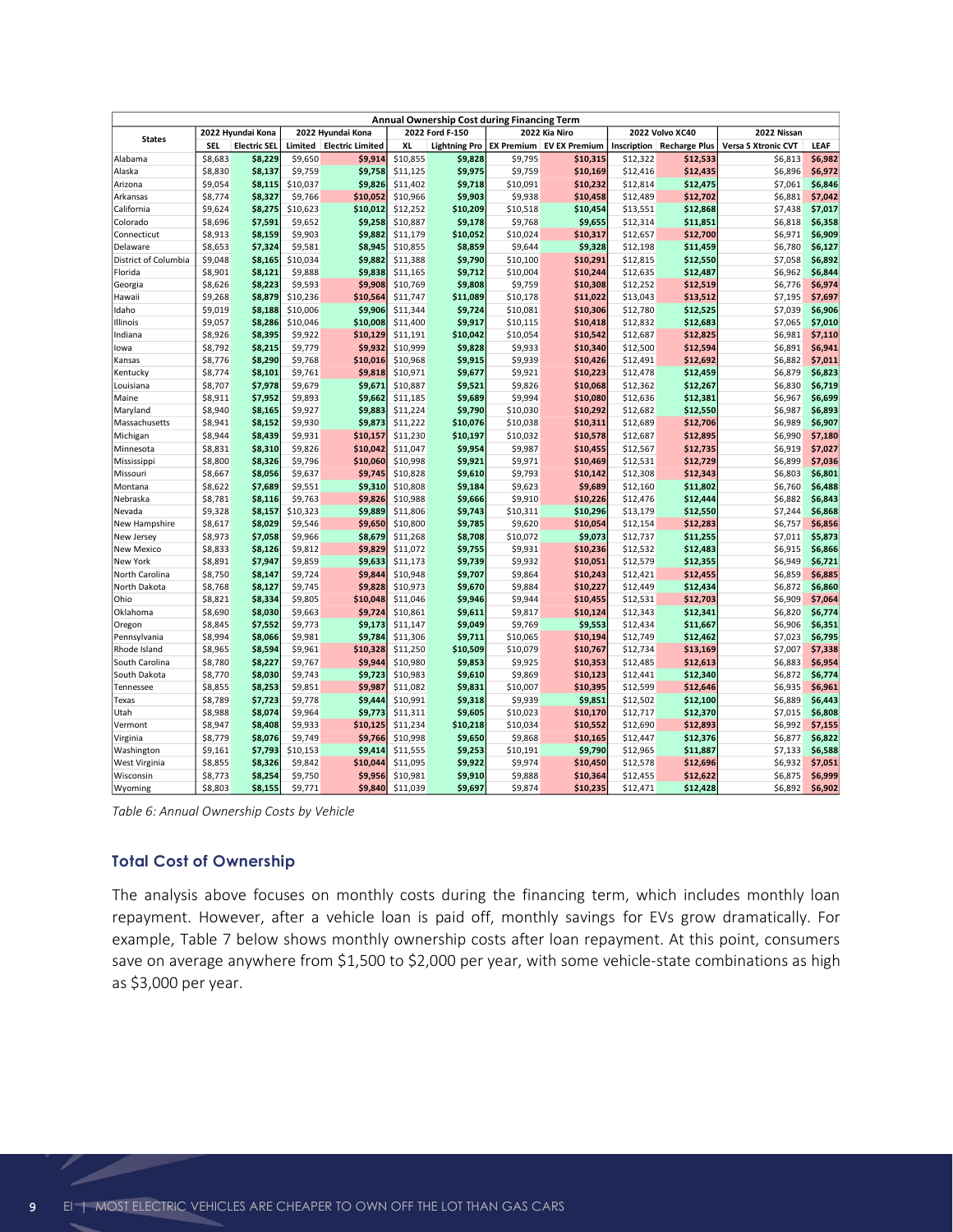| Annual Ownership Cost during Financing Term | | | | | | | | | | | | |
|---|---|---|---|---|---|---|---|---|---|---|---|---|
| States | 2022 Hyundai Kona | | 2022 Hyundai Kona | | 2022 Ford F-150 | | 2022 Kia Niro | | 2022 Volvo XC40 | | 2022 Nissan | |
| | SEL | Electric SEL | Limited | Electric Limited | XL | Lightning Pro | EX Premium | EV EX Premium | Inscription | Recharge Plus | Versa S Xtronic CVT | LEAF |
| Alabama | $8,683 | $8,229 | $9,650 | $9,914 | $10,855 | $9,828 | $9,795 | $10,315 | $12,322 | $12,533 | $6,813 | $6,982 |
| Alaska | $8,830 | $8,137 | $9,759 | $9,758 | $11,125 | $9,975 | $9,759 | $10,169 | $12,416 | $12,435 | $6,896 | $6,972 |
| Arizona | $9,054 | $8,115 | $10,037 | $9,826 | $11,402 | $9,718 | $10,091 | $10,232 | $12,814 | $12,475 | $7,061 | $6,846 |
| Arkansas | $8,774 | $8,327 | $9,766 | $10,052 | $10,966 | $9,903 | $9,938 | $10,458 | $12,489 | $12,702 | $6,881 | $7,042 |
| California | $9,624 | $8,275 | $10,623 | $10,012 | $12,252 | $10,209 | $10,518 | $10,454 | $13,551 | $12,868 | $7,438 | $7,017 |
| Colorado | $8,696 | $7,591 | $9,652 | $9,258 | $10,887 | $9,178 | $9,768 | $9,655 | $12,314 | $11,851 | $6,818 | $6,358 |
| Connecticut | $8,913 | $8,159 | $9,903 | $9,882 | $11,179 | $10,052 | $10,024 | $10,317 | $12,657 | $12,700 | $6,971 | $6,909 |
| Delaware | $8,653 | $7,324 | $9,581 | $8,945 | $10,855 | $8,859 | $9,644 | $9,328 | $12,198 | $11,459 | $6,780 | $6,127 |
| District of Columbia | $9,048 | $8,165 | $10,034 | $9,882 | $11,388 | $9,790 | $10,100 | $10,291 | $12,815 | $12,550 | $7,058 | $6,892 |
| Florida | $8,901 | $8,121 | $9,888 | $9,838 | $11,165 | $9,712 | $10,004 | $10,244 | $12,635 | $12,487 | $6,962 | $6,844 |
| Georgia | $8,626 | $8,223 | $9,593 | $9,908 | $10,769 | $9,808 | $9,759 | $10,308 | $12,252 | $12,519 | $6,776 | $6,974 |
| Hawaii | $9,268 | $8,879 | $10,236 | $10,564 | $11,747 | $11,089 | $10,178 | $11,022 | $13,043 | $13,512 | $7,195 | $7,697 |
| Idaho | $9,019 | $8,188 | $10,006 | $9,906 | $11,344 | $9,724 | $10,081 | $10,306 | $12,780 | $12,525 | $7,039 | $6,906 |
| Illinois | $9,057 | $8,286 | $10,046 | $10,008 | $11,400 | $9,917 | $10,115 | $10,418 | $12,832 | $12,683 | $7,065 | $7,010 |
| Indiana | $8,926 | $8,395 | $9,922 | $10,129 | $11,191 | $10,042 | $10,054 | $10,542 | $12,687 | $12,825 | $6,981 | $7,110 |
| Iowa | $8,792 | $8,215 | $9,779 | $9,932 | $10,999 | $9,828 | $9,933 | $10,340 | $12,500 | $12,594 | $6,891 | $6,941 |
| Kansas | $8,776 | $8,290 | $9,768 | $10,016 | $10,968 | $9,915 | $9,939 | $10,426 | $12,491 | $12,692 | $6,882 | $7,011 |
| Kentucky | $8,774 | $8,101 | $9,761 | $9,818 | $10,971 | $9,677 | $9,921 | $10,223 | $12,478 | $12,459 | $6,879 | $6,823 |
| Louisiana | $8,707 | $7,978 | $9,679 | $9,671 | $10,887 | $9,521 | $9,826 | $10,068 | $12,362 | $12,267 | $6,830 | $6,719 |
| Maine | $8,911 | $7,952 | $9,893 | $9,662 | $11,185 | $9,689 | $9,994 | $10,080 | $12,636 | $12,381 | $6,967 | $6,699 |
| Maryland | $8,940 | $8,165 | $9,927 | $9,883 | $11,224 | $9,790 | $10,030 | $10,292 | $12,682 | $12,550 | $6,987 | $6,893 |
| Massachusetts | $8,941 | $8,152 | $9,930 | $9,873 | $11,222 | $10,076 | $10,038 | $10,311 | $12,689 | $12,706 | $6,989 | $6,907 |
| Michigan | $8,944 | $8,439 | $9,931 | $10,157 | $11,230 | $10,197 | $10,032 | $10,578 | $12,687 | $12,895 | $6,990 | $7,180 |
| Minnesota | $8,831 | $8,310 | $9,826 | $10,042 | $11,047 | $9,954 | $9,987 | $10,455 | $12,567 | $12,735 | $6,919 | $7,027 |
| Mississippi | $8,800 | $8,326 | $9,796 | $10,060 | $10,998 | $9,921 | $9,971 | $10,469 | $12,531 | $12,729 | $6,899 | $7,036 |
| Missouri | $8,667 | $8,056 | $9,637 | $9,745 | $10,828 | $9,610 | $9,793 | $10,142 | $12,308 | $12,343 | $6,803 | $6,801 |
| Montana | $8,622 | $7,689 | $9,551 | $9,310 | $10,808 | $9,184 | $9,623 | $9,689 | $12,160 | $11,802 | $6,760 | $6,488 |
| Nebraska | $8,781 | $8,116 | $9,763 | $9,826 | $10,988 | $9,666 | $9,910 | $10,226 | $12,476 | $12,444 | $6,882 | $6,843 |
| Nevada | $9,328 | $8,157 | $10,323 | $9,889 | $11,806 | $9,743 | $10,311 | $10,296 | $13,179 | $12,550 | $7,244 | $6,868 |
| New Hampshire | $8,617 | $8,029 | $9,546 | $9,650 | $10,800 | $9,785 | $9,620 | $10,054 | $12,154 | $12,283 | $6,757 | $6,856 |
| New Jersey | $8,973 | $7,058 | $9,966 | $8,679 | $11,268 | $8,708 | $10,072 | $9,073 | $12,737 | $11,255 | $7,011 | $5,873 |
| New Mexico | $8,833 | $8,126 | $9,812 | $9,829 | $11,072 | $9,755 | $9,931 | $10,236 | $12,532 | $12,483 | $6,915 | $6,866 |
| New York | $8,891 | $7,947 | $9,859 | $9,633 | $11,173 | $9,739 | $9,932 | $10,051 | $12,579 | $12,355 | $6,949 | $6,721 |
| North Carolina | $8,750 | $8,147 | $9,724 | $9,844 | $10,948 | $9,707 | $9,864 | $10,243 | $12,421 | $12,455 | $6,859 | $6,885 |
| North Dakota | $8,768 | $8,127 | $9,745 | $9,828 | $10,973 | $9,670 | $9,884 | $10,227 | $12,449 | $12,434 | $6,872 | $6,860 |
| Ohio | $8,821 | $8,334 | $9,805 | $10,048 | $11,046 | $9,946 | $9,944 | $10,455 | $12,531 | $12,703 | $6,909 | $7,064 |
| Oklahoma | $8,690 | $8,030 | $9,663 | $9,724 | $10,861 | $9,611 | $9,817 | $10,124 | $12,343 | $12,341 | $6,820 | $6,774 |
| Oregon | $8,845 | $7,552 | $9,773 | $9,173 | $11,147 | $9,049 | $9,769 | $9,553 | $12,434 | $11,667 | $6,906 | $6,351 |
| Pennsylvania | $8,994 | $8,066 | $9,981 | $9,784 | $11,306 | $9,711 | $10,065 | $10,194 | $12,749 | $12,462 | $7,023 | $6,795 |
| Rhode Island | $8,965 | $8,594 | $9,961 | $10,328 | $11,250 | $10,509 | $10,079 | $10,767 | $12,734 | $13,169 | $7,007 | $7,338 |
| South Carolina | $8,780 | $8,227 | $9,767 | $9,944 | $10,980 | $9,853 | $9,925 | $10,353 | $12,485 | $12,613 | $6,883 | $6,954 |
| South Dakota | $8,770 | $8,030 | $9,743 | $9,723 | $10,983 | $9,610 | $9,869 | $10,123 | $12,441 | $12,340 | $6,872 | $6,774 |
| Tennessee | $8,855 | $8,253 | $9,851 | $9,987 | $11,082 | $9,831 | $10,007 | $10,395 | $12,599 | $12,646 | $6,935 | $6,961 |
| Texas | $8,789 | $7,723 | $9,778 | $9,444 | $10,991 | $9,318 | $9,939 | $9,851 | $12,502 | $12,100 | $6,889 | $6,443 |
| Utah | $8,988 | $8,074 | $9,964 | $9,773 | $11,311 | $9,605 | $10,023 | $10,170 | $12,717 | $12,370 | $7,015 | $6,808 |
| Vermont | $8,947 | $8,408 | $9,933 | $10,125 | $11,234 | $10,218 | $10,034 | $10,552 | $12,690 | $12,893 | $6,992 | $7,155 |
| Virginia | $8,779 | $8,076 | $9,749 | $9,766 | $10,998 | $9,650 | $9,868 | $10,165 | $12,447 | $12,376 | $6,877 | $6,822 |
| Washington | $9,161 | $7,793 | $10,153 | $9,414 | $11,555 | $9,253 | $10,191 | $9,790 | $12,965 | $11,887 | $7,133 | $6,588 |
| West Virginia | $8,855 | $8,326 | $9,842 | $10,044 | $11,095 | $9,922 | $9,974 | $10,450 | $12,578 | $12,696 | $6,932 | $7,051 |
| Wisconsin | $8,773 | $8,254 | $9,750 | $9,956 | $10,981 | $9,910 | $9,888 | $10,364 | $12,455 | $12,622 | $6,875 | $6,999 |
| Wyoming | $8,803 | $8,155 | $9,771 | $9,840 | $11,039 | $9,697 | $9,874 | $10,235 | $12,471 | $12,428 | $6,892 | $6,902 |

*Table 6: Annual Ownership Costs by Vehicle*

### Total Cost of Ownership

The analysis above focuses on monthly costs during the financing term, which includes monthly loan repayment. However, after a vehicle loan is paid off, monthly savings for EVs grow dramatically. For example, Table 7 below shows monthly ownership costs after loan repayment. At this point, consumers save on average anywhere from $1,500 to $2,000 per year, with some vehicle-state combinations as high as $3,000 per year.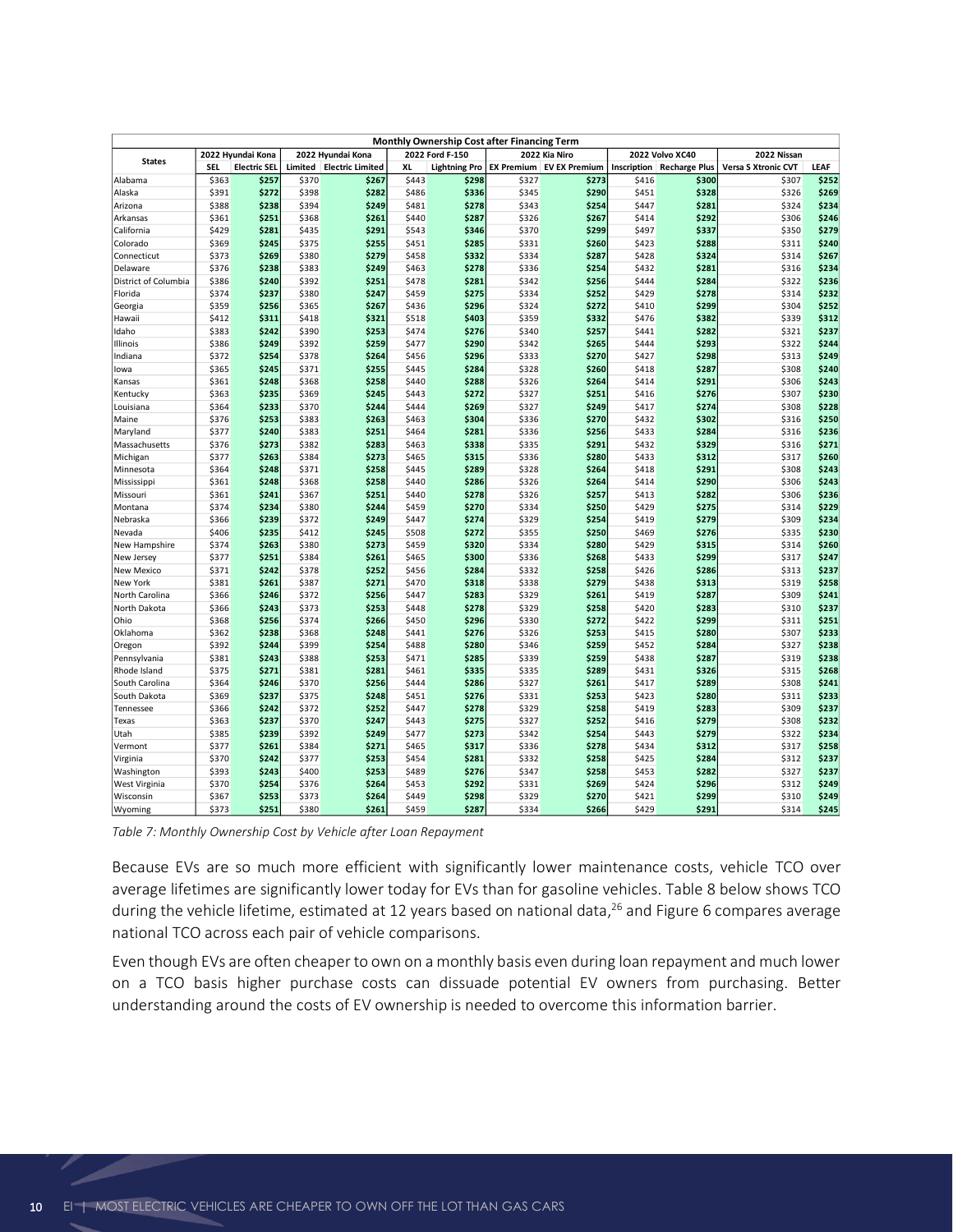| Monthly Ownership Cost after Financing Term | | | | | | | | | | | | | |
|---|---|---|---|---|---|---|---|---|---|---|---|---|---|
| States | 2022 Hyundai Kona | | 2022 Hyundai Kona | | 2022 Ford F-150 | | 2022 Kia Niro | | 2022 Volvo XC40 | | 2022 Nissan | |
| | SEL | Electric SEL | Limited | Electric Limited | XL | Lightning Pro | EX Premium | EV EX Premium | Inscription | Recharge Plus | Versa S Xtronic CVT | LEAF |
| Alabama | $363 | **$257** | $370 | **$267** | $443 | **$298** | $327 | **$273** | $416 | **$300** | $307 | **$252** |
| Alaska | $391 | **$272** | $398 | **$282** | $486 | **$336** | $345 | **$290** | $451 | **$328** | $326 | **$269** |
| Arizona | $388 | **$238** | $394 | **$249** | $481 | **$278** | $343 | **$254** | $447 | **$281** | $324 | **$234** |
| Arkansas | $361 | **$251** | $368 | **$261** | $440 | **$287** | $326 | **$267** | $414 | **$292** | $306 | **$246** |
| California | $429 | **$281** | $435 | **$291** | $543 | **$346** | $370 | **$299** | $497 | **$337** | $350 | **$279** |
| Colorado | $369 | **$245** | $375 | **$255** | $451 | **$285** | $331 | **$260** | $423 | **$288** | $311 | **$240** |
| Connecticut | $373 | **$269** | $380 | **$279** | $458 | **$332** | $334 | **$287** | $428 | **$324** | $314 | **$267** |
| Delaware | $376 | **$238** | $383 | **$249** | $463 | **$278** | $336 | **$254** | $432 | **$281** | $316 | **$234** |
| District of Columbia | $386 | **$240** | $392 | **$251** | $478 | **$281** | $342 | **$256** | $444 | **$284** | $322 | **$236** |
| Florida | $374 | **$237** | $380 | **$247** | $459 | **$275** | $334 | **$252** | $429 | **$278** | $314 | **$232** |
| Georgia | $359 | **$256** | $365 | **$267** | $436 | **$296** | $324 | **$272** | $410 | **$299** | $304 | **$252** |
| Hawaii | $412 | **$311** | $418 | **$321** | $518 | **$403** | $359 | **$332** | $476 | **$382** | $339 | **$312** |
| Idaho | $383 | **$242** | $390 | **$253** | $474 | **$276** | $340 | **$257** | $441 | **$282** | $321 | **$237** |
| Illinois | $386 | **$249** | $392 | **$259** | $477 | **$290** | $342 | **$265** | $444 | **$293** | $322 | **$244** |
| Indiana | $372 | **$254** | $378 | **$264** | $456 | **$296** | $333 | **$270** | $427 | **$298** | $313 | **$249** |
| Iowa | $365 | **$245** | $371 | **$255** | $445 | **$284** | $328 | **$260** | $418 | **$287** | $308 | **$240** |
| Kansas | $361 | **$248** | $368 | **$258** | $440 | **$288** | $326 | **$264** | $414 | **$291** | $306 | **$243** |
| Kentucky | $363 | **$235** | $369 | **$245** | $443 | **$272** | $327 | **$251** | $416 | **$276** | $307 | **$230** |
| Louisiana | $364 | **$233** | $370 | **$244** | $444 | **$269** | $327 | **$249** | $417 | **$274** | $308 | **$228** |
| Maine | $376 | **$253** | $383 | **$263** | $463 | **$304** | $336 | **$270** | $432 | **$302** | $316 | **$250** |
| Maryland | $377 | **$240** | $383 | **$251** | $464 | **$281** | $336 | **$256** | $433 | **$284** | $316 | **$236** |
| Massachusetts | $376 | **$273** | $382 | **$283** | $463 | **$338** | $335 | **$291** | $432 | **$329** | $316 | **$271** |
| Michigan | $377 | **$263** | $384 | **$273** | $465 | **$315** | $336 | **$280** | $433 | **$312** | $317 | **$260** |
| Minnesota | $364 | **$248** | $371 | **$258** | $445 | **$289** | $328 | **$264** | $418 | **$291** | $308 | **$243** |
| Mississippi | $361 | **$248** | $368 | **$258** | $440 | **$286** | $326 | **$264** | $414 | **$290** | $306 | **$243** |
| Missouri | $361 | **$241** | $367 | **$251** | $440 | **$278** | $326 | **$257** | $413 | **$282** | $306 | **$236** |
| Montana | $374 | **$234** | $380 | **$244** | $459 | **$270** | $334 | **$250** | $429 | **$275** | $314 | **$229** |
| Nebraska | $366 | **$239** | $372 | **$249** | $447 | **$274** | $329 | **$254** | $419 | **$279** | $309 | **$234** |
| Nevada | $406 | **$235** | $412 | **$245** | $508 | **$272** | $355 | **$250** | $469 | **$276** | $335 | **$230** |
| New Hampshire | $374 | **$263** | $380 | **$273** | $459 | **$320** | $334 | **$280** | $429 | **$315** | $314 | **$260** |
| New Jersey | $377 | **$251** | $384 | **$261** | $465 | **$300** | $336 | **$268** | $433 | **$299** | $317 | **$247** |
| New Mexico | $371 | **$242** | $378 | **$252** | $456 | **$284** | $332 | **$258** | $426 | **$286** | $313 | **$237** |
| New York | $381 | **$261** | $387 | **$271** | $470 | **$318** | $338 | **$279** | $438 | **$313** | $319 | **$258** |
| North Carolina | $366 | **$246** | $372 | **$256** | $447 | **$283** | $329 | **$261** | $419 | **$287** | $309 | **$241** |
| North Dakota | $366 | **$243** | $373 | **$253** | $448 | **$278** | $329 | **$258** | $420 | **$283** | $310 | **$237** |
| Ohio | $368 | **$256** | $374 | **$266** | $450 | **$296** | $330 | **$272** | $422 | **$299** | $311 | **$251** |
| Oklahoma | $362 | **$238** | $368 | **$248** | $441 | **$276** | $326 | **$253** | $415 | **$280** | $307 | **$233** |
| Oregon | $392 | **$244** | $399 | **$254** | $488 | **$280** | $346 | **$259** | $452 | **$284** | $327 | **$238** |
| Pennsylvania | $381 | **$243** | $388 | **$253** | $471 | **$285** | $339 | **$259** | $438 | **$287** | $319 | **$238** |
| Rhode Island | $375 | **$271** | $381 | **$281** | $461 | **$335** | $335 | **$289** | $431 | **$326** | $315 | **$268** |
| South Carolina | $364 | **$246** | $370 | **$256** | $444 | **$286** | $327 | **$261** | $417 | **$289** | $308 | **$241** |
| South Dakota | $369 | **$237** | $375 | **$248** | $451 | **$276** | $331 | **$253** | $423 | **$280** | $311 | **$233** |
| Tennessee | $366 | **$242** | $372 | **$252** | $447 | **$278** | $329 | **$258** | $419 | **$283** | $309 | **$237** |
| Texas | $363 | **$237** | $370 | **$247** | $443 | **$275** | $327 | **$252** | $416 | **$279** | $308 | **$232** |
| Utah | $385 | **$239** | $392 | **$249** | $477 | **$273** | $342 | **$254** | $443 | **$279** | $322 | **$234** |
| Vermont | $377 | **$261** | $384 | **$271** | $465 | **$317** | $336 | **$278** | $434 | **$312** | $317 | **$258** |
| Virginia | $370 | **$242** | $377 | **$253** | $454 | **$281** | $332 | **$258** | $425 | **$284** | $312 | **$237** |
| Washington | $393 | **$243** | $400 | **$253** | $489 | **$276** | $347 | **$258** | $453 | **$282** | $327 | **$237** |
| West Virginia | $370 | **$254** | $376 | **$264** | $453 | **$292** | $331 | **$269** | $424 | **$296** | $312 | **$249** |
| Wisconsin | $367 | **$253** | $373 | **$264** | $449 | **$298** | $329 | **$270** | $421 | **$299** | $310 | **$249** |
| Wyoming | $373 | **$251** | $380 | **$261** | $459 | **$287** | $334 | **$266** | $429 | **$291** | $314 | **$245** |

*Table 7: Monthly Ownership Cost by Vehicle after Loan Repayment*

Because EVs are so much more efficient with significantly lower maintenance costs, vehicle TCO over average lifetimes are significantly lower today for EVs than for gasoline vehicles. Table 8 below shows TCO during the vehicle lifetime, estimated at 12 years based on national data,[26] and Figure 6 compares average national TCO across each pair of vehicle comparisons.

Even though EVs are often cheaper to own on a monthly basis even during loan repayment and much lower on a TCO basis higher purchase costs can dissuade potential EV owners from purchasing. Better understanding around the costs of EV ownership is needed to overcome this information barrier.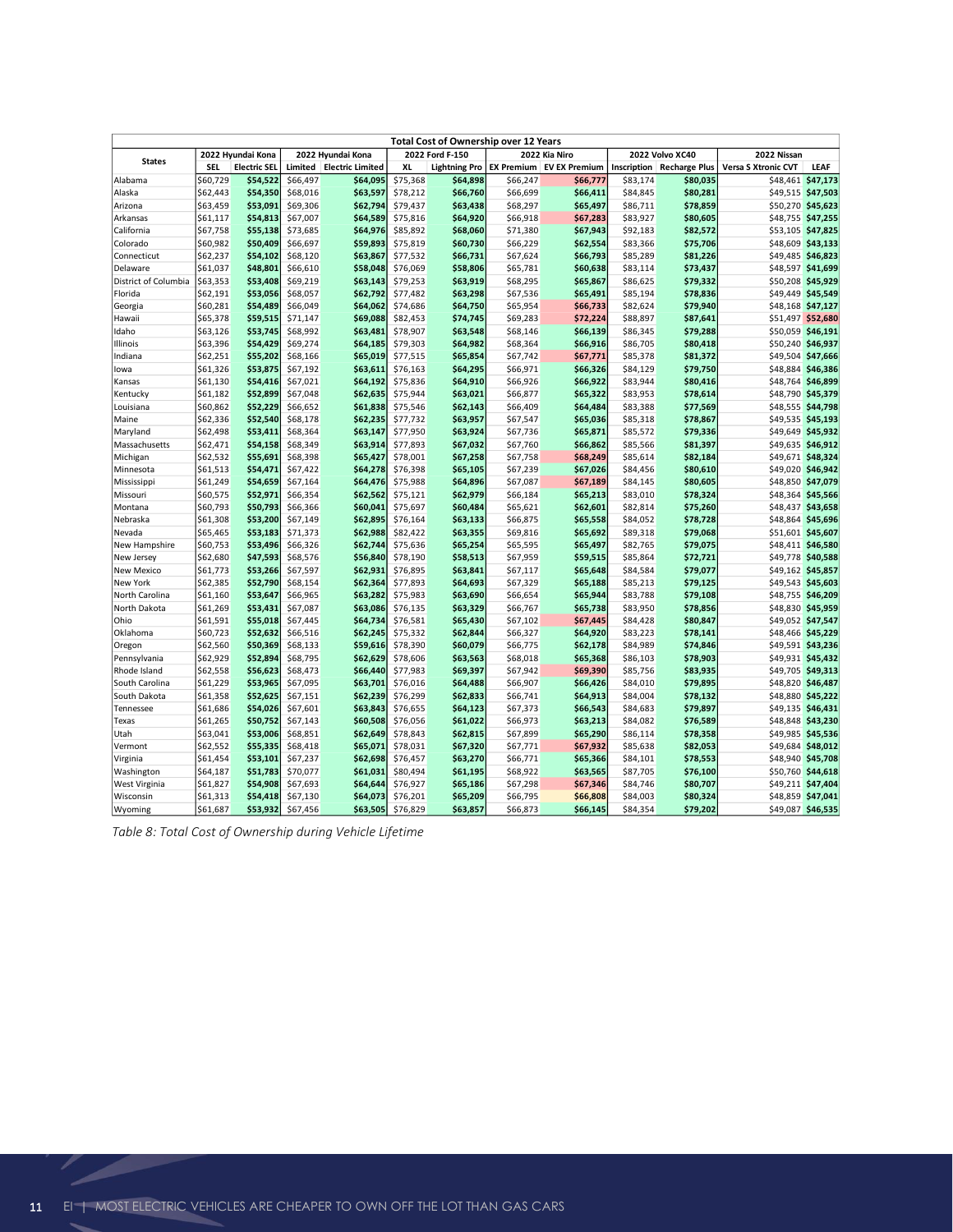| Total Cost of Ownership over 12 Years | | | | | | | | | | | | | |
|---|---|---|---|---|---|---|---|---|---|---|---|---|---|
| States | 2022 Hyundai Kona | | 2022 Hyundai Kona | | 2022 Ford F-150 | | 2022 Kia Niro | | 2022 Volvo XC40 | | 2022 Nissan | |
| | SEL | Electric SEL | Limited | Electric Limited | XL | Lightning Pro | EX Premium | EV EX Premium | Inscription | Recharge Plus | Versa S Xtronic CVT | LEAF |
| Alabama | $60,729 | **$54,522** | $66,497 | **$64,095** | $75,368 | **$64,898** | $66,247 | **$66,777** | $83,174 | **$80,035** | $48,461 | **$47,173** |
| Alaska | $62,443 | **$54,350** | $68,016 | **$63,597** | $78,212 | **$66,760** | $66,699 | **$66,411** | $84,845 | **$80,281** | $49,515 | **$47,503** |
| Arizona | $63,459 | **$53,091** | $69,306 | **$62,794** | $79,437 | **$63,438** | $68,297 | **$65,497** | $86,711 | **$78,859** | $50,270 | **$45,623** |
| Arkansas | $61,117 | **$54,813** | $67,007 | **$64,589** | $75,816 | **$64,920** | $66,918 | **$67,283** | $83,927 | **$80,605** | $48,755 | **$47,255** |
| California | $67,758 | **$55,138** | $73,685 | **$64,976** | $85,892 | **$68,060** | $71,380 | **$67,943** | $92,183 | **$82,572** | $53,105 | **$47,825** |
| Colorado | $60,982 | **$50,409** | $66,697 | **$59,893** | $75,819 | **$60,730** | $66,229 | **$62,554** | $83,366 | **$75,706** | $48,609 | **$43,133** |
| Connecticut | $62,237 | **$54,102** | $68,120 | **$63,867** | $77,532 | **$66,731** | $67,624 | **$66,793** | $85,289 | **$81,226** | $49,485 | **$46,823** |
| Delaware | $61,037 | **$48,801** | $66,610 | **$58,048** | $76,069 | **$58,806** | $65,781 | **$60,638** | $83,114 | **$73,437** | $48,597 | **$41,699** |
| District of Columbia | $63,353 | **$53,408** | $69,219 | **$63,143** | $79,253 | **$63,919** | $68,295 | **$65,867** | $86,625 | **$79,332** | $50,208 | **$45,929** |
| Florida | $62,191 | **$53,056** | $68,057 | **$62,792** | $77,482 | **$63,298** | $67,536 | **$65,491** | $85,194 | **$78,836** | $49,449 | **$45,549** |
| Georgia | $60,281 | **$54,489** | $66,049 | **$64,062** | $74,686 | **$64,750** | $65,954 | **$66,733** | $82,624 | **$79,940** | $48,168 | **$47,127** |
| Hawaii | $65,378 | **$59,515** | $71,147 | **$69,088** | $82,453 | **$74,745** | $69,283 | **$72,224** | $88,897 | **$87,641** | $51,497 | **$52,680** |
| Idaho | $63,126 | **$53,745** | $68,992 | **$63,481** | $78,907 | **$63,548** | $68,146 | **$66,139** | $86,345 | **$79,288** | $50,059 | **$46,191** |
| Illinois | $63,396 | **$54,429** | $69,274 | **$64,185** | $79,303 | **$64,982** | $68,364 | **$66,916** | $86,705 | **$80,418** | $50,240 | **$46,937** |
| Indiana | $62,251 | **$55,202** | $68,166 | **$65,019** | $77,515 | **$65,854** | $67,742 | **$67,771** | $85,378 | **$81,372** | $49,504 | **$47,666** |
| Iowa | $61,326 | **$53,875** | $67,192 | **$63,611** | $76,163 | **$64,295** | $66,971 | **$66,326** | $84,129 | **$79,750** | $48,884 | **$46,386** |
| Kansas | $61,130 | **$54,416** | $67,021 | **$64,192** | $75,836 | **$64,910** | $66,926 | **$66,922** | $83,944 | **$80,416** | $48,764 | **$46,899** |
| Kentucky | $61,182 | **$52,899** | $67,048 | **$62,635** | $75,944 | **$63,021** | $66,877 | **$65,322** | $83,953 | **$78,614** | $48,790 | **$45,379** |
| Louisiana | $60,862 | **$52,229** | $66,652 | **$61,838** | $75,546 | **$62,143** | $66,409 | **$64,484** | $83,388 | **$77,569** | $48,555 | **$44,798** |
| Maine | $62,336 | **$52,540** | $68,178 | **$62,235** | $77,732 | **$63,957** | $67,547 | **$65,036** | $85,318 | **$78,867** | $49,535 | **$45,193** |
| Maryland | $62,498 | **$53,411** | $68,364 | **$63,147** | $77,950 | **$63,924** | $67,736 | **$65,871** | $85,572 | **$79,336** | $49,649 | **$45,932** |
| Massachusetts | $62,471 | **$54,158** | $68,349 | **$63,914** | $77,893 | **$67,032** | $67,760 | **$66,862** | $85,566 | **$81,397** | $49,635 | **$46,912** |
| Michigan | $62,532 | **$55,691** | $68,398 | **$65,427** | $78,001 | **$67,258** | $67,758 | **$68,249** | $85,614 | **$82,184** | $49,671 | **$48,324** |
| Minnesota | $61,513 | **$54,471** | $67,422 | **$64,278** | $76,398 | **$65,105** | $67,239 | **$67,026** | $84,456 | **$80,610** | $49,020 | **$46,942** |
| Mississippi | $61,249 | **$54,659** | $67,164 | **$64,476** | $75,988 | **$64,896** | $67,087 | **$67,189** | $84,145 | **$80,605** | $48,850 | **$47,079** |
| Missouri | $60,575 | **$52,971** | $66,354 | **$62,562** | $75,121 | **$62,979** | $66,184 | **$65,213** | $83,010 | **$78,324** | $48,364 | **$45,566** |
| Montana | $60,793 | **$50,793** | $66,366 | **$60,041** | $75,697 | **$60,484** | $65,621 | **$62,601** | $82,814 | **$75,260** | $48,437 | **$43,658** |
| Nebraska | $61,308 | **$53,200** | $67,149 | **$62,895** | $76,164 | **$63,133** | $66,875 | **$65,558** | $84,052 | **$78,728** | $48,864 | **$45,696** |
| Nevada | $65,465 | **$53,183** | $71,373 | **$62,988** | $82,422 | **$63,355** | $69,816 | **$65,692** | $89,318 | **$79,068** | $51,601 | **$45,607** |
| New Hampshire | $60,753 | **$53,496** | $66,326 | **$62,744** | $75,636 | **$65,254** | $65,595 | **$65,497** | $82,765 | **$79,075** | $48,411 | **$46,580** |
| New Jersey | $62,680 | **$47,593** | $68,576 | **$56,840** | $78,190 | **$58,513** | $67,959 | **$59,515** | $85,864 | **$72,721** | $49,778 | **$40,588** |
| New Mexico | $61,773 | **$53,266** | $67,597 | **$62,931** | $76,895 | **$63,841** | $67,117 | **$65,648** | $84,584 | **$79,077** | $49,162 | **$45,857** |
| New York | $62,385 | **$52,790** | $68,154 | **$62,364** | $77,893 | **$64,693** | $67,329 | **$65,188** | $85,213 | **$79,125** | $49,543 | **$45,603** |
| North Carolina | $61,160 | **$53,647** | $66,965 | **$63,282** | $75,983 | **$63,690** | $66,654 | **$65,944** | $83,788 | **$79,108** | $48,755 | **$46,209** |
| North Dakota | $61,269 | **$53,431** | $67,087 | **$63,086** | $76,135 | **$63,329** | $66,767 | **$65,738** | $83,950 | **$78,856** | $48,830 | **$45,959** |
| Ohio | $61,591 | **$55,018** | $67,445 | **$64,734** | $76,581 | **$65,430** | $67,102 | **$67,445** | $84,428 | **$80,847** | $49,052 | **$47,547** |
| Oklahoma | $60,723 | **$52,632** | $66,516 | **$62,245** | $75,332 | **$62,844** | $66,327 | **$64,920** | $83,223 | **$78,141** | $48,466 | **$45,229** |
| Oregon | $62,560 | **$50,369** | $68,133 | **$59,616** | $78,390 | **$60,079** | $66,775 | **$62,178** | $84,989 | **$74,846** | $49,591 | **$43,236** |
| Pennsylvania | $62,929 | **$52,894** | $68,795 | **$62,629** | $78,606 | **$63,563** | $68,018 | **$65,368** | $86,103 | **$78,903** | $49,931 | **$45,432** |
| Rhode Island | $62,558 | **$56,623** | $68,473 | **$66,440** | $77,983 | **$69,397** | $67,942 | **$69,390** | $85,756 | **$83,935** | $49,705 | **$49,313** |
| South Carolina | $61,229 | **$53,965** | $67,095 | **$63,701** | $76,016 | **$64,488** | $66,907 | **$66,426** | $84,010 | **$79,895** | $48,820 | **$46,487** |
| South Dakota | $61,358 | **$52,625** | $67,151 | **$62,239** | $76,299 | **$62,833** | $66,741 | **$64,913** | $84,004 | **$78,132** | $48,880 | **$45,222** |
| Tennessee | $61,686 | **$54,026** | $67,601 | **$63,843** | $76,655 | **$64,123** | $67,373 | **$66,543** | $84,683 | **$79,897** | $49,135 | **$46,431** |
| Texas | $61,265 | **$50,752** | $67,143 | **$60,508** | $76,056 | **$61,022** | $66,973 | **$63,213** | $84,082 | **$76,589** | $48,848 | **$43,230** |
| Utah | $63,041 | **$53,006** | $68,851 | **$62,649** | $78,843 | **$62,815** | $67,899 | **$65,290** | $86,114 | **$78,358** | $49,985 | **$45,536** |
| Vermont | $62,552 | **$55,335** | $68,418 | **$65,071** | $78,031 | **$67,320** | $67,771 | **$67,932** | $85,638 | **$82,053** | $49,684 | **$48,012** |
| Virginia | $61,454 | **$53,101** | $67,237 | **$62,698** | $76,457 | **$63,270** | $66,771 | **$65,366** | $84,101 | **$78,553** | $48,940 | **$45,708** |
| Washington | $64,187 | **$51,783** | $70,077 | **$61,031** | $80,494 | **$61,195** | $68,922 | **$63,565** | $87,705 | **$76,100** | $50,760 | **$44,618** |
| West Virginia | $61,827 | **$54,908** | $67,693 | **$64,644** | $76,927 | **$65,186** | $67,298 | **$67,346** | $84,746 | **$80,707** | $49,211 | **$47,404** |
| Wisconsin | $61,313 | **$54,418** | $67,130 | **$64,073** | $76,201 | **$65,209** | $66,795 | **$66,808** | $84,003 | **$80,324** | $48,859 | **$47,041** |
| Wyoming | $61,687 | **$53,932** | $67,456 | **$63,505** | $76,829 | **$63,857** | $66,873 | **$66,145** | $84,354 | **$79,202** | $49,087 | **$46,535** |

*Table 8: Total Cost of Ownership during Vehicle Lifetime*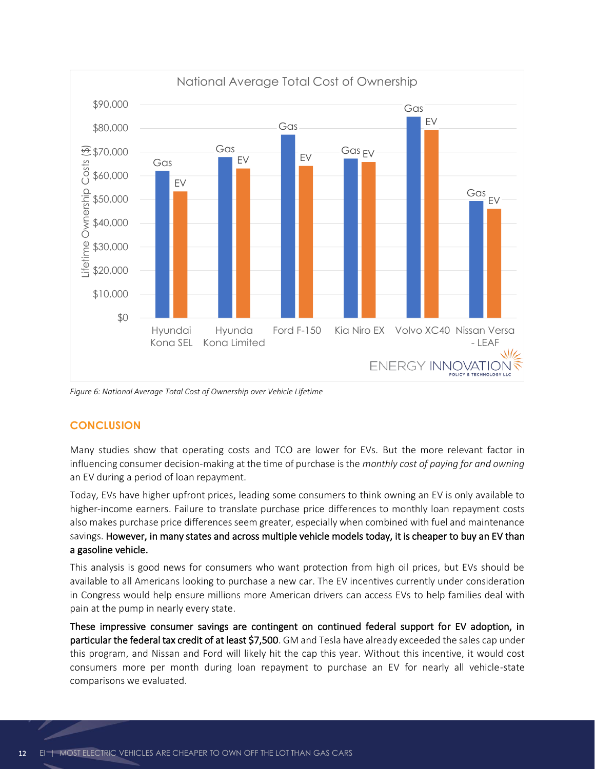Figure 6: National Average Total Cost of Ownership over Vehicle Lifetime

## CONCLUSION

Many studies show that operating costs and TCO are lower for EVs. But the more relevant factor in influencing consumer decision-making at the time of purchase is the *monthly cost of paying for and owning* an EV during a period of loan repayment.

Today, EVs have higher upfront prices, leading some consumers to think owning an EV is only available to higher-income earners. Failure to translate purchase price differences to monthly loan repayment costs also makes purchase price differences seem greater, especially when combined with fuel and maintenance savings. **However, in many states and across multiple vehicle models today, it is cheaper to buy an EV than a gasoline vehicle.**

This analysis is good news for consumers who want protection from high oil prices, but EVs should be available to all Americans looking to purchase a new car. The EV incentives currently under consideration in Congress would help ensure millions more American drivers can access EVs to help families deal with pain at the pump in nearly every state.

**These impressive consumer savings are contingent on continued federal support for EV adoption, in particular the federal tax credit of at least $7,500**. GM and Tesla have already exceeded the sales cap under this program, and Nissan and Ford will likely hit the cap this year. Without this incentive, it would cost consumers more per month during loan repayment to purchase an EV for nearly all vehicle-state comparisons we evaluated.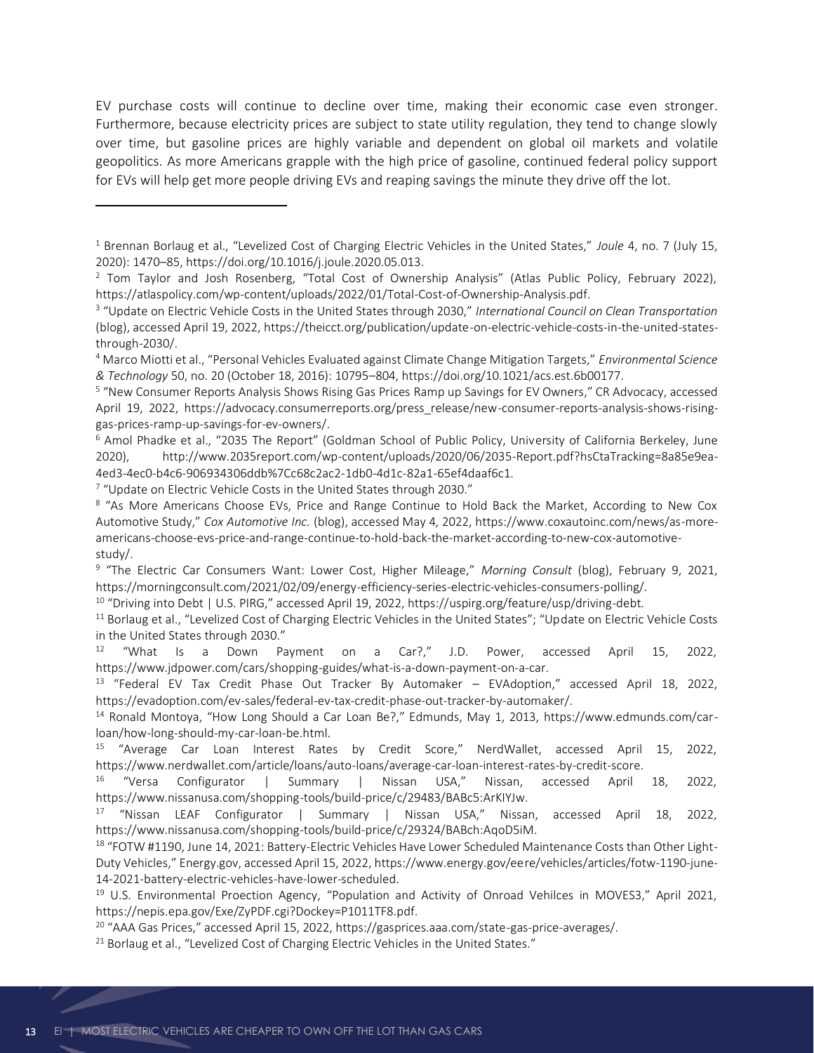EV purchase costs will continue to decline over time, making their economic case even stronger. Furthermore, because electricity prices are subject to state utility regulation, they tend to change slowly over time, but gasoline prices are highly variable and dependent on global oil markets and volatile geopolitics. As more Americans grapple with the high price of gasoline, continued federal policy support for EVs will help get more people driving EVs and reaping savings the minute they drive off the lot.

---

[1] Brennan Borlaug et al., "Levelized Cost of Charging Electric Vehicles in the United States," *Joule* 4, no. 7 (July 15, 2020): 1470–85, https://doi.org/10.1016/j.joule.2020.05.013.

[2] Tom Taylor and Josh Rosenberg, "Total Cost of Ownership Analysis" (Atlas Public Policy, February 2022), https://atlaspolicy.com/wp-content/uploads/2022/01/Total-Cost-of-Ownership-Analysis.pdf.

[3] "Update on Electric Vehicle Costs in the United States through 2030," *International Council on Clean Transportation* (blog), accessed April 19, 2022, https://theicct.org/publication/update-on-electric-vehicle-costs-in-the-united-states-through-2030/.

[4] Marco Miotti et al., "Personal Vehicles Evaluated against Climate Change Mitigation Targets," *Environmental Science & Technology* 50, no. 20 (October 18, 2016): 10795–804, https://doi.org/10.1021/acs.est.6b00177.

[5] "New Consumer Reports Analysis Shows Rising Gas Prices Ramp up Savings for EV Owners," CR Advocacy, accessed April 19, 2022, https://advocacy.consumerreports.org/press_release/new-consumer-reports-analysis-shows-rising-gas-prices-ramp-up-savings-for-ev-owners/.

[6] Amol Phadke et al., "2035 The Report" (Goldman School of Public Policy, University of California Berkeley, June 2020), http://www.2035report.com/wp-content/uploads/2020/06/2035-Report.pdf?hsCtaTracking=8a85e9ea-4ed3-4ec0-b4c6-906934306ddb%7Cc68c2ac2-1db0-4d1c-82a1-65ef4daaf6c1.

[7] "Update on Electric Vehicle Costs in the United States through 2030."

[8] "As More Americans Choose EVs, Price and Range Continue to Hold Back the Market, According to New Cox Automotive Study," *Cox Automotive Inc.* (blog), accessed May 4, 2022, https://www.coxautoinc.com/news/as-more-americans-choose-evs-price-and-range-continue-to-hold-back-the-market-according-to-new-cox-automotive-study/.

[9] "The Electric Car Consumers Want: Lower Cost, Higher Mileage," *Morning Consult* (blog), February 9, 2021, https://morningconsult.com/2021/02/09/energy-efficiency-series-electric-vehicles-consumers-polling/.

[10] "Driving into Debt | U.S. PIRG," accessed April 19, 2022, https://uspirg.org/feature/usp/driving-debt.

[11] Borlaug et al., "Levelized Cost of Charging Electric Vehicles in the United States"; "Update on Electric Vehicle Costs in the United States through 2030."

[12] "What Is a Down Payment on a Car?," J.D. Power, accessed April 15, 2022, https://www.jdpower.com/cars/shopping-guides/what-is-a-down-payment-on-a-car.

[13] "Federal EV Tax Credit Phase Out Tracker By Automaker – EVAdoption," accessed April 18, 2022, https://evadoption.com/ev-sales/federal-ev-tax-credit-phase-out-tracker-by-automaker/.

[14] Ronald Montoya, "How Long Should a Car Loan Be?," Edmunds, May 1, 2013, https://www.edmunds.com/car-loan/how-long-should-my-car-loan-be.html.

[15] "Average Car Loan Interest Rates by Credit Score," NerdWallet, accessed April 15, 2022, https://www.nerdwallet.com/article/loans/auto-loans/average-car-loan-interest-rates-by-credit-score.

[16] "Versa Configurator | Summary | Nissan USA," Nissan, accessed April 18, 2022, https://www.nissanusa.com/shopping-tools/build-price/c/29483/BABc5:ArKIYJw.

[17] "Nissan LEAF Configurator | Summary | Nissan USA," Nissan, accessed April 18, 2022, https://www.nissanusa.com/shopping-tools/build-price/c/29324/BABch:AqoD5iM.

[18] "FOTW #1190, June 14, 2021: Battery-Electric Vehicles Have Lower Scheduled Maintenance Costs than Other Light-Duty Vehicles," Energy.gov, accessed April 15, 2022, https://www.energy.gov/eere/vehicles/articles/fotw-1190-june-14-2021-battery-electric-vehicles-have-lower-scheduled.

[19] U.S. Environmental Proection Agency, "Population and Activity of Onroad Vehilces in MOVES3," April 2021, https://nepis.epa.gov/Exe/ZyPDF.cgi?Dockey=P1011TF8.pdf.

[20] "AAA Gas Prices," accessed April 15, 2022, https://gasprices.aaa.com/state-gas-price-averages/.

[21] Borlaug et al., "Levelized Cost of Charging Electric Vehicles in the United States."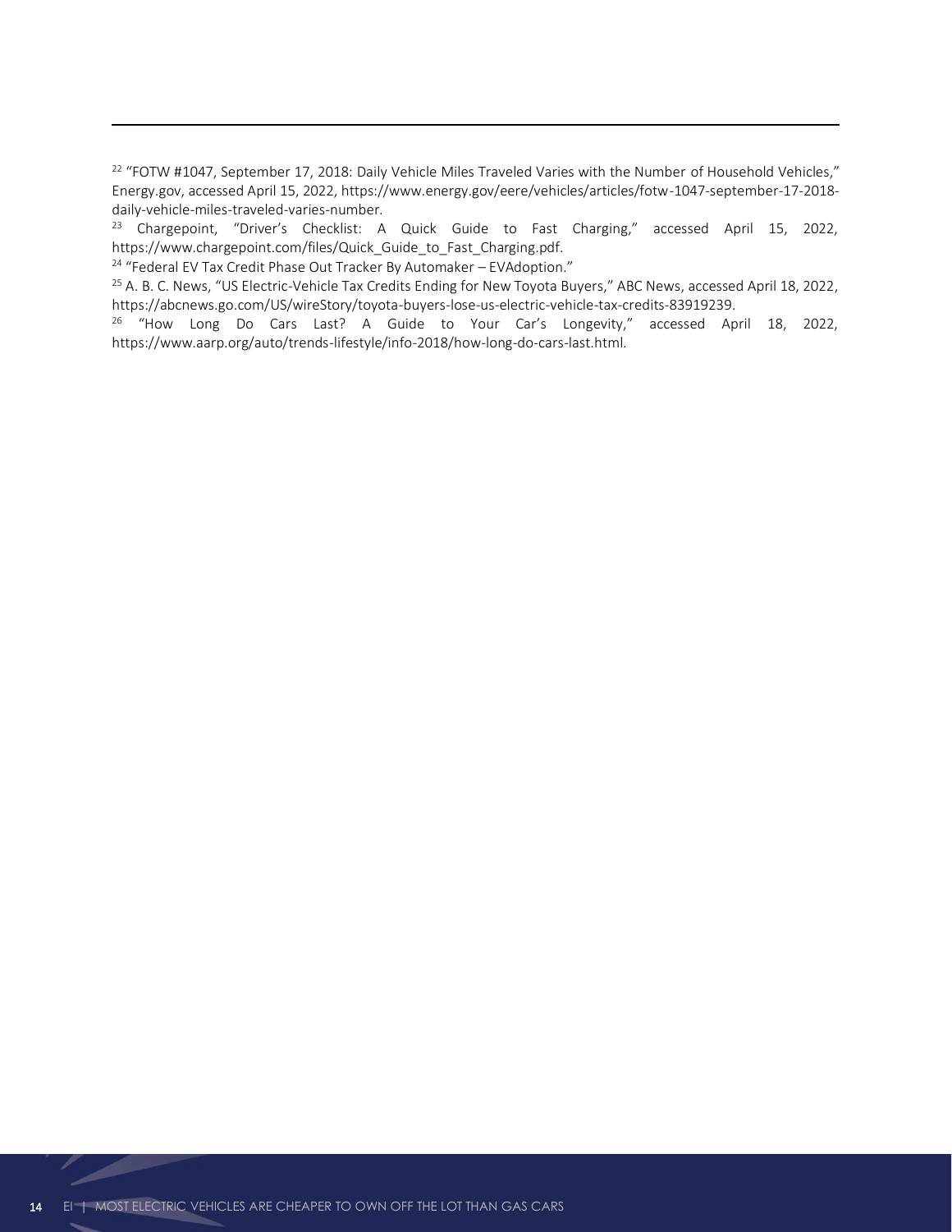[22] "FOTW #1047, September 17, 2018: Daily Vehicle Miles Traveled Varies with the Number of Household Vehicles," Energy.gov, accessed April 15, 2022, https://www.energy.gov/eere/vehicles/articles/fotw-1047-september-17-2018-daily-vehicle-miles-traveled-varies-number.

[23] Chargepoint, "Driver's Checklist: A Quick Guide to Fast Charging," accessed April 15, 2022, https://www.chargepoint.com/files/Quick_Guide_to_Fast_Charging.pdf.

[24] "Federal EV Tax Credit Phase Out Tracker By Automaker – EVAdoption."

[25] A. B. C. News, "US Electric-Vehicle Tax Credits Ending for New Toyota Buyers," ABC News, accessed April 18, 2022, https://abcnews.go.com/US/wireStory/toyota-buyers-lose-us-electric-vehicle-tax-credits-83919239.

[26] "How Long Do Cars Last? A Guide to Your Car's Longevity," accessed April 18, 2022, https://www.aarp.org/auto/trends-lifestyle/info-2018/how-long-do-cars-last.html.